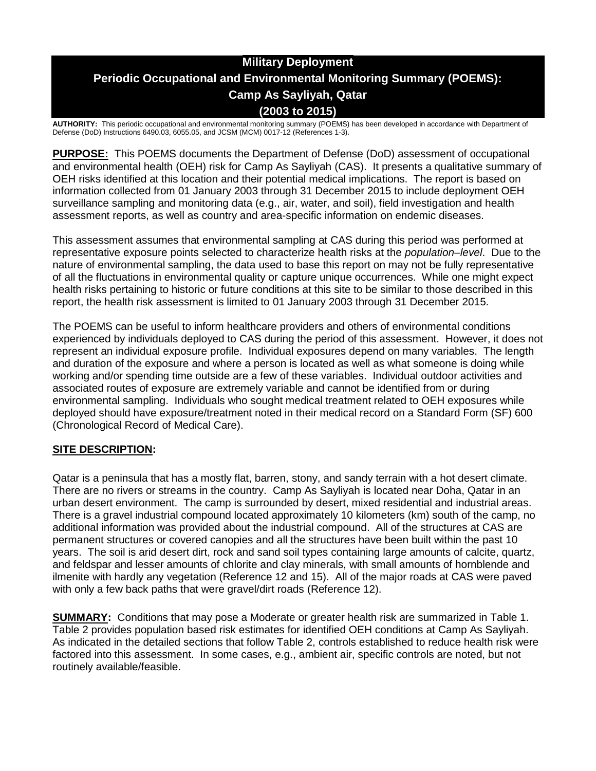# Military Deployment
# Periodic Occupational and Environmental Monitoring Summary (POEMS): Camp As Sayliyah, Qatar
# (2003 to 2015)

**AUTHORITY:** This periodic occupational and environmental monitoring summary (POEMS) has been developed in accordance with Department of Defense (DoD) Instructions 6490.03, 6055.05, and JCSM (MCM) 0017-12 (References 1-3).

**PURPOSE:** This POEMS documents the Department of Defense (DoD) assessment of occupational and environmental health (OEH) risk for Camp As Sayliyah (CAS). It presents a qualitative summary of OEH risks identified at this location and their potential medical implications. The report is based on information collected from 01 January 2003 through 31 December 2015 to include deployment OEH surveillance sampling and monitoring data (e.g., air, water, and soil), field investigation and health assessment reports, as well as country and area-specific information on endemic diseases.

This assessment assumes that environmental sampling at CAS during this period was performed at representative exposure points selected to characterize health risks at the *population–level*. Due to the nature of environmental sampling, the data used to base this report on may not be fully representative of all the fluctuations in environmental quality or capture unique occurrences. While one might expect health risks pertaining to historic or future conditions at this site to be similar to those described in this report, the health risk assessment is limited to 01 January 2003 through 31 December 2015.

The POEMS can be useful to inform healthcare providers and others of environmental conditions experienced by individuals deployed to CAS during the period of this assessment. However, it does not represent an individual exposure profile. Individual exposures depend on many variables. The length and duration of the exposure and where a person is located as well as what someone is doing while working and/or spending time outside are a few of these variables. Individual outdoor activities and associated routes of exposure are extremely variable and cannot be identified from or during environmental sampling. Individuals who sought medical treatment related to OEH exposures while deployed should have exposure/treatment noted in their medical record on a Standard Form (SF) 600 (Chronological Record of Medical Care).

## SITE DESCRIPTION:

Qatar is a peninsula that has a mostly flat, barren, stony, and sandy terrain with a hot desert climate. There are no rivers or streams in the country. Camp As Sayliyah is located near Doha, Qatar in an urban desert environment. The camp is surrounded by desert, mixed residential and industrial areas. There is a gravel industrial compound located approximately 10 kilometers (km) south of the camp, no additional information was provided about the industrial compound. All of the structures at CAS are permanent structures or covered canopies and all the structures have been built within the past 10 years. The soil is arid desert dirt, rock and sand soil types containing large amounts of calcite, quartz, and feldspar and lesser amounts of chlorite and clay minerals, with small amounts of hornblende and ilmenite with hardly any vegetation (Reference 12 and 15). All of the major roads at CAS were paved with only a few back paths that were gravel/dirt roads (Reference 12).

**SUMMARY:** Conditions that may pose a Moderate or greater health risk are summarized in Table 1. Table 2 provides population based risk estimates for identified OEH conditions at Camp As Sayliyah. As indicated in the detailed sections that follow Table 2, controls established to reduce health risk were factored into this assessment. In some cases, e.g., ambient air, specific controls are noted, but not routinely available/feasible.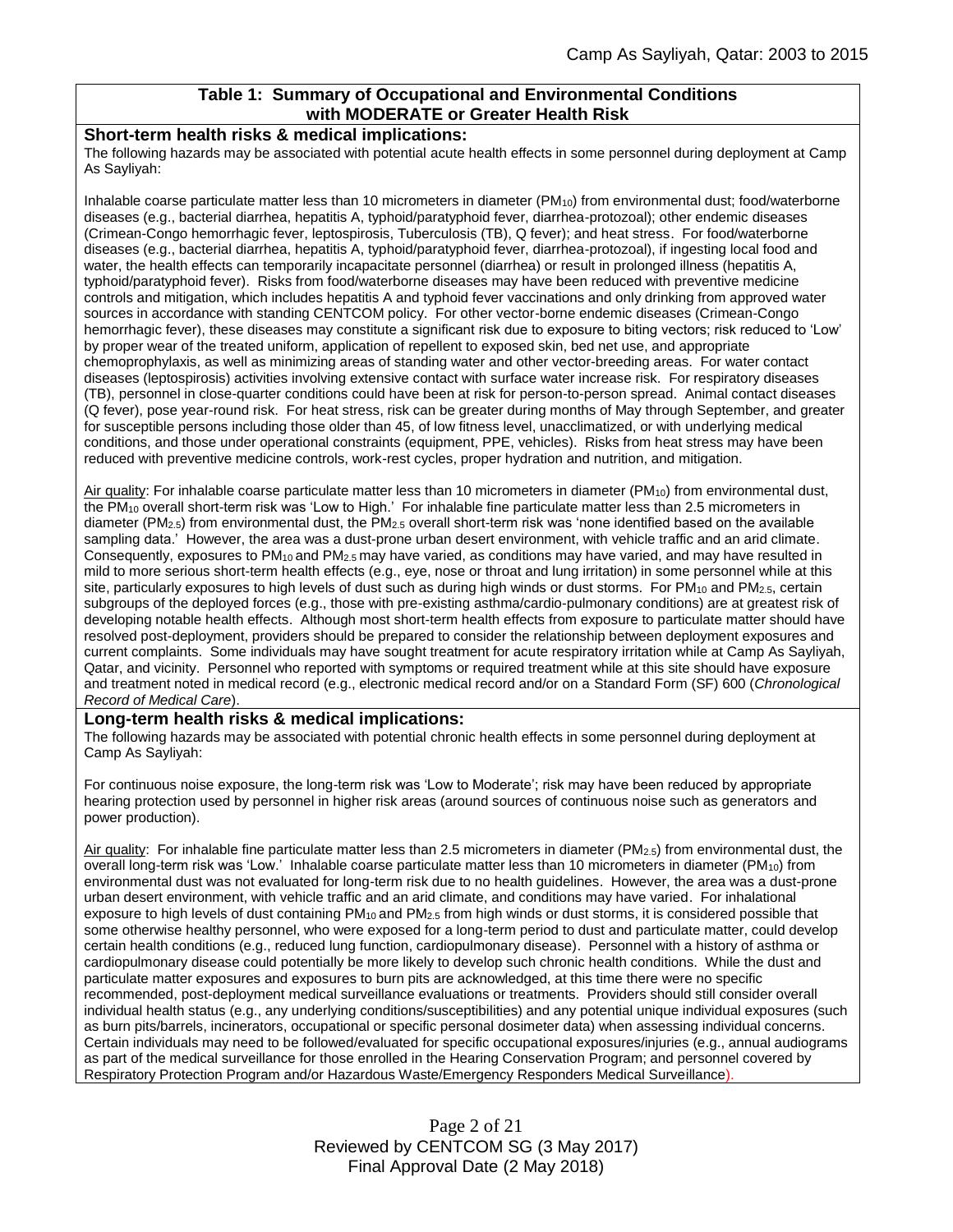## Table 1: Summary of Occupational and Environmental Conditions with MODERATE or Greater Health Risk

### Short-term health risks & medical implications:

The following hazards may be associated with potential acute health effects in some personnel during deployment at Camp As Sayliyah:

Inhalable coarse particulate matter less than 10 micrometers in diameter ($PM_{10}$) from environmental dust; food/waterborne diseases (e.g., bacterial diarrhea, hepatitis A, typhoid/paratyphoid fever, diarrhea-protozoal); other endemic diseases (Crimean-Congo hemorrhagic fever, leptospirosis, Tuberculosis (TB), Q fever); and heat stress. For food/waterborne diseases (e.g., bacterial diarrhea, hepatitis A, typhoid/paratyphoid fever, diarrhea-protozoal), if ingesting local food and water, the health effects can temporarily incapacitate personnel (diarrhea) or result in prolonged illness (hepatitis A, typhoid/paratyphoid fever). Risks from food/waterborne diseases may have been reduced with preventive medicine controls and mitigation, which includes hepatitis A and typhoid fever vaccinations and only drinking from approved water sources in accordance with standing CENTCOM policy. For other vector-borne endemic diseases (Crimean-Congo hemorrhagic fever), these diseases may constitute a significant risk due to exposure to biting vectors; risk reduced to 'Low' by proper wear of the treated uniform, application of repellent to exposed skin, bed net use, and appropriate chemoprophylaxis, as well as minimizing areas of standing water and other vector-breeding areas. For water contact diseases (leptospirosis) activities involving extensive contact with surface water increase risk. For respiratory diseases (TB), personnel in close-quarter conditions could have been at risk for person-to-person spread. Animal contact diseases (Q fever), pose year-round risk. For heat stress, risk can be greater during months of May through September, and greater for susceptible persons including those older than 45, of low fitness level, unacclimatized, or with underlying medical conditions, and those under operational constraints (equipment, PPE, vehicles). Risks from heat stress may have been reduced with preventive medicine controls, work-rest cycles, proper hydration and nutrition, and mitigation.

Air quality: For inhalable coarse particulate matter less than 10 micrometers in diameter ($PM_{10}$) from environmental dust, the $PM_{10}$ overall short-term risk was 'Low to High.' For inhalable fine particulate matter less than 2.5 micrometers in diameter ($PM_{2.5}$) from environmental dust, the $PM_{2.5}$ overall short-term risk was 'none identified based on the available sampling data.' However, the area was a dust-prone urban desert environment, with vehicle traffic and an arid climate. Consequently, exposures to $PM_{10}$ and $PM_{2.5}$ may have varied, as conditions may have varied, and may have resulted in mild to more serious short-term health effects (e.g., eye, nose or throat and lung irritation) in some personnel while at this site, particularly exposures to high levels of dust such as during high winds or dust storms. For $PM_{10}$ and $PM_{2.5}$, certain subgroups of the deployed forces (e.g., those with pre-existing asthma/cardio-pulmonary conditions) are at greatest risk of developing notable health effects. Although most short-term health effects from exposure to particulate matter should have resolved post-deployment, providers should be prepared to consider the relationship between deployment exposures and current complaints. Some individuals may have sought treatment for acute respiratory irritation while at Camp As Sayliyah, Qatar, and vicinity. Personnel who reported with symptoms or required treatment while at this site should have exposure and treatment noted in medical record (e.g., electronic medical record and/or on a Standard Form (SF) 600 (*Chronological Record of Medical Care*).

### Long-term health risks & medical implications:

The following hazards may be associated with potential chronic health effects in some personnel during deployment at Camp As Sayliyah:

For continuous noise exposure, the long-term risk was 'Low to Moderate'; risk may have been reduced by appropriate hearing protection used by personnel in higher risk areas (around sources of continuous noise such as generators and power production).

Air quality: For inhalable fine particulate matter less than 2.5 micrometers in diameter ($PM_{2.5}$) from environmental dust, the overall long-term risk was 'Low.' Inhalable coarse particulate matter less than 10 micrometers in diameter ($PM_{10}$) from environmental dust was not evaluated for long-term risk due to no health guidelines. However, the area was a dust-prone urban desert environment, with vehicle traffic and an arid climate, and conditions may have varied. For inhalational exposure to high levels of dust containing $PM_{10}$ and $PM_{2.5}$ from high winds or dust storms, it is considered possible that some otherwise healthy personnel, who were exposed for a long-term period to dust and particulate matter, could develop certain health conditions (e.g., reduced lung function, cardiopulmonary disease). Personnel with a history of asthma or cardiopulmonary disease could potentially be more likely to develop such chronic health conditions. While the dust and particulate matter exposures and exposures to burn pits are acknowledged, at this time there were no specific recommended, post-deployment medical surveillance evaluations or treatments. Providers should still consider overall individual health status (e.g., any underlying conditions/susceptibilities) and any potential unique individual exposures (such as burn pits/barrels, incinerators, occupational or specific personal dosimeter data) when assessing individual concerns. Certain individuals may need to be followed/evaluated for specific occupational exposures/injuries (e.g., annual audiograms as part of the medical surveillance for those enrolled in the Hearing Conservation Program; and personnel covered by Respiratory Protection Program and/or Hazardous Waste/Emergency Responders Medical Surveillance).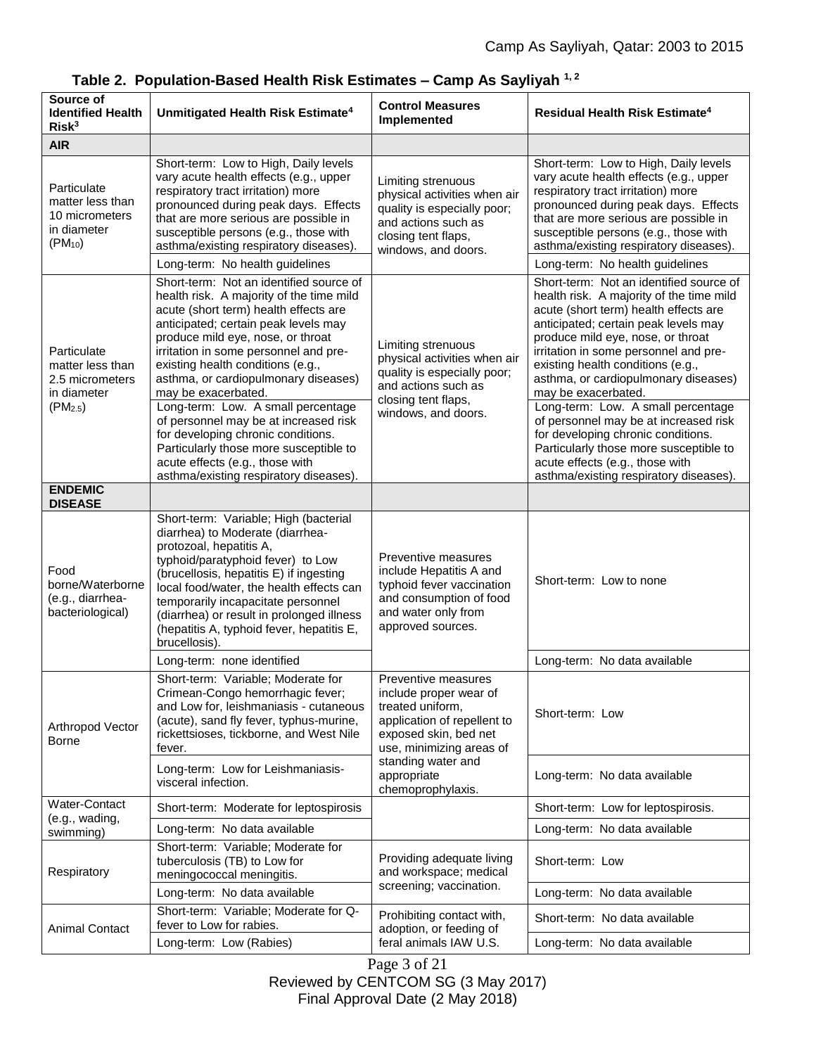**Table 2. Population-Based Health Risk Estimates – Camp As Sayliyah [1, 2]**

| Source of Identified Health Risk[3] | Unmitigated Health Risk Estimate[4] | Control Measures Implemented | Residual Health Risk Estimate[4] |
|---|---|---|---|
| **AIR** | | | |
| Particulate matter less than 10 micrometers in diameter ($PM_{10}$) | Short-term: Low to High, Daily levels vary acute health effects (e.g., upper respiratory tract irritation) more pronounced during peak days. Effects that are more serious are possible in susceptible persons (e.g., those with asthma/existing respiratory diseases). | Limiting strenuous physical activities when air quality is especially poor; and actions such as closing tent flaps, windows, and doors. | Short-term: Low to High, Daily levels vary acute health effects (e.g., upper respiratory tract irritation) more pronounced during peak days. Effects that are more serious are possible in susceptible persons (e.g., those with asthma/existing respiratory diseases). |
| | Long-term: No health guidelines | | Long-term: No health guidelines |
| Particulate matter less than 2.5 micrometers in diameter ($PM_{2.5}$) | Short-term: Not an identified source of health risk. A majority of the time mild acute (short term) health effects are anticipated; certain peak levels may produce mild eye, nose, or throat irritation in some personnel and pre-existing health conditions (e.g., asthma, or cardiopulmonary diseases) may be exacerbated. | Limiting strenuous physical activities when air quality is especially poor; and actions such as closing tent flaps, windows, and doors. | Short-term: Not an identified source of health risk. A majority of the time mild acute (short term) health effects are anticipated; certain peak levels may produce mild eye, nose, or throat irritation in some personnel and pre-existing health conditions (e.g., asthma, or cardiopulmonary diseases) may be exacerbated. |
| | Long-term: Low. A small percentage of personnel may be at increased risk for developing chronic conditions. Particularly those more susceptible to acute effects (e.g., those with asthma/existing respiratory diseases). | | Long-term: Low. A small percentage of personnel may be at increased risk for developing chronic conditions. Particularly those more susceptible to acute effects (e.g., those with asthma/existing respiratory diseases). |
| **ENDEMIC DISEASE** | | | |
| Food borne/Waterborne (e.g., diarrhea-bacteriological) | Short-term: Variable; High (bacterial diarrhea) to Moderate (diarrhea-protozoal, hepatitis A, typhoid/paratyphoid fever) to Low (brucellosis, hepatitis E) if ingesting local food/water, the health effects can temporarily incapacitate personnel (diarrhea) or result in prolonged illness (hepatitis A, typhoid fever, hepatitis E, brucellosis). | Preventive measures include Hepatitis A and typhoid fever vaccination and consumption of food and water only from approved sources. | Short-term: Low to none |
| | Long-term: none identified | | Long-term: No data available |
| Arthropod Vector Borne | Short-term: Variable; Moderate for Crimean-Congo hemorrhagic fever; and Low for, leishmaniasis - cutaneous (acute), sand fly fever, typhus-murine, rickettsioses, tickborne, and West Nile fever. | Preventive measures include proper wear of treated uniform, application of repellent to exposed skin, bed net use, minimizing areas of standing water and appropriate chemoprophylaxis. | Short-term: Low |
| | Long-term: Low for Leishmaniasis-visceral infection. | | Long-term: No data available |
| Water-Contact (e.g., wading, swimming) | Short-term: Moderate for leptospirosis | | Short-term: Low for leptospirosis. |
| | Long-term: No data available | | Long-term: No data available |
| Respiratory | Short-term: Variable; Moderate for tuberculosis (TB) to Low for meningococcal meningitis. | Providing adequate living and workspace; medical screening; vaccination. | Short-term: Low |
| | Long-term: No data available | | Long-term: No data available |
| Animal Contact | Short-term: Variable; Moderate for Q-fever to Low for rabies. | Prohibiting contact with, adoption, or feeding of feral animals IAW U.S. | Short-term: No data available |
| | Long-term: Low (Rabies) | | Long-term: No data available |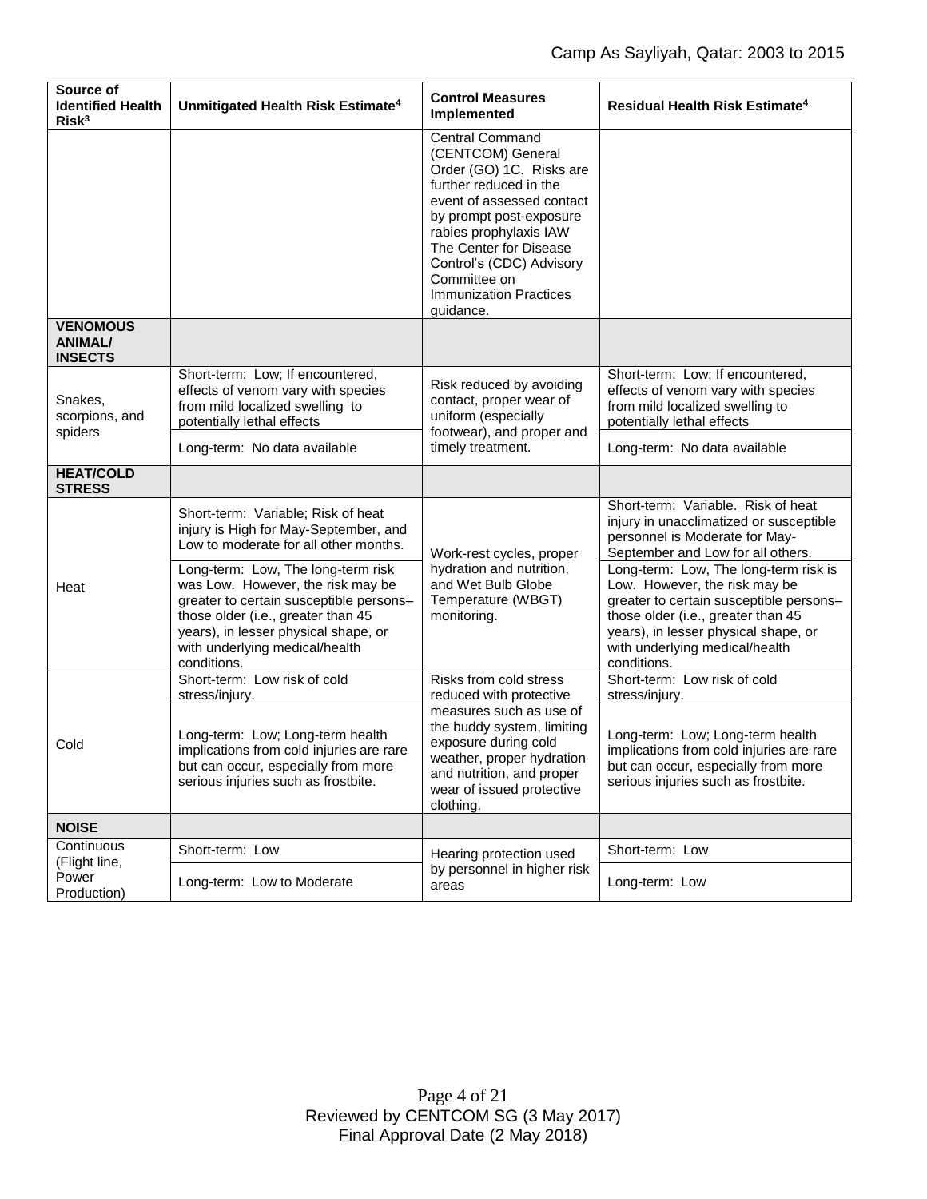| Source of Identified Health Risk[3] | Unmitigated Health Risk Estimate[4] | Control Measures Implemented | Residual Health Risk Estimate[4] |
|---|---|---|---|
| | | Central Command (CENTCOM) General Order (GO) 1C. Risks are further reduced in the event of assessed contact by prompt post-exposure rabies prophylaxis IAW The Center for Disease Control's (CDC) Advisory Committee on Immunization Practices guidance. | |
| **VENOMOUS ANIMAL/ INSECTS** | | | |
| Snakes, scorpions, and spiders | Short-term: Low; If encountered, effects of venom vary with species from mild localized swelling to potentially lethal effects | Risk reduced by avoiding contact, proper wear of uniform (especially footwear), and proper and timely treatment. | Short-term: Low; If encountered, effects of venom vary with species from mild localized swelling to potentially lethal effects |
| | Long-term: No data available | | Long-term: No data available |
| **HEAT/COLD STRESS** | | | |
| Heat | Short-term: Variable; Risk of heat injury is High for May-September, and Low to moderate for all other months. | Work-rest cycles, proper hydration and nutrition, and Wet Bulb Globe Temperature (WBGT) monitoring. | Short-term: Variable. Risk of heat injury in unacclimatized or susceptible personnel is Moderate for May-September and Low for all others. |
| | Long-term: Low, The long-term risk was Low. However, the risk may be greater to certain susceptible persons– those older (i.e., greater than 45 years), in lesser physical shape, or with underlying medical/health conditions. | | Long-term: Low, The long-term risk is Low. However, the risk may be greater to certain susceptible persons– those older (i.e., greater than 45 years), in lesser physical shape, or with underlying medical/health conditions. |
| Cold | Short-term: Low risk of cold stress/injury. | Risks from cold stress reduced with protective measures such as use of the buddy system, limiting exposure during cold weather, proper hydration and nutrition, and proper wear of issued protective clothing. | Short-term: Low risk of cold stress/injury. |
| | Long-term: Low; Long-term health implications from cold injuries are rare but can occur, especially from more serious injuries such as frostbite. | | Long-term: Low; Long-term health implications from cold injuries are rare but can occur, especially from more serious injuries such as frostbite. |
| **NOISE** | | | |
| Continuous (Flight line, Power Production) | Short-term: Low | Hearing protection used by personnel in higher risk areas | Short-term: Low |
| | Long-term: Low to Moderate | | Long-term: Low |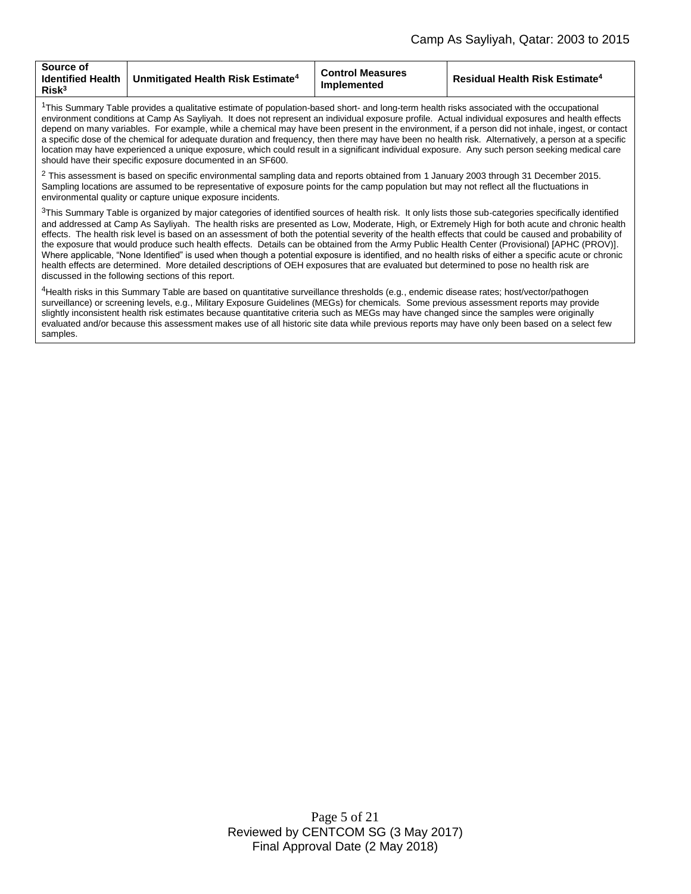| Source of Identified Health Risk[3] | Unmitigated Health Risk Estimate[4] | Control Measures Implemented | Residual Health Risk Estimate[4] |
|---|---|---|---|

[1]This Summary Table provides a qualitative estimate of population-based short- and long-term health risks associated with the occupational environment conditions at Camp As Sayliyah. It does not represent an individual exposure profile. Actual individual exposures and health effects depend on many variables. For example, while a chemical may have been present in the environment, if a person did not inhale, ingest, or contact a specific dose of the chemical for adequate duration and frequency, then there may have been no health risk. Alternatively, a person at a specific location may have experienced a unique exposure, which could result in a significant individual exposure. Any such person seeking medical care should have their specific exposure documented in an SF600.

[2] This assessment is based on specific environmental sampling data and reports obtained from 1 January 2003 through 31 December 2015. Sampling locations are assumed to be representative of exposure points for the camp population but may not reflect all the fluctuations in environmental quality or capture unique exposure incidents.

[3]This Summary Table is organized by major categories of identified sources of health risk. It only lists those sub-categories specifically identified and addressed at Camp As Sayliyah. The health risks are presented as Low, Moderate, High, or Extremely High for both acute and chronic health effects. The health risk level is based on an assessment of both the potential severity of the health effects that could be caused and probability of the exposure that would produce such health effects. Details can be obtained from the Army Public Health Center (Provisional) [APHC (PROV)]. Where applicable, "None Identified" is used when though a potential exposure is identified, and no health risks of either a specific acute or chronic health effects are determined. More detailed descriptions of OEH exposures that are evaluated but determined to pose no health risk are discussed in the following sections of this report.

[4]Health risks in this Summary Table are based on quantitative surveillance thresholds (e.g., endemic disease rates; host/vector/pathogen surveillance) or screening levels, e.g., Military Exposure Guidelines (MEGs) for chemicals. Some previous assessment reports may provide slightly inconsistent health risk estimates because quantitative criteria such as MEGs may have changed since the samples were originally evaluated and/or because this assessment makes use of all historic site data while previous reports may have only been based on a select few samples.

Reviewed by CENTCOM SG (3 May 2017)
Final Approval Date (2 May 2018)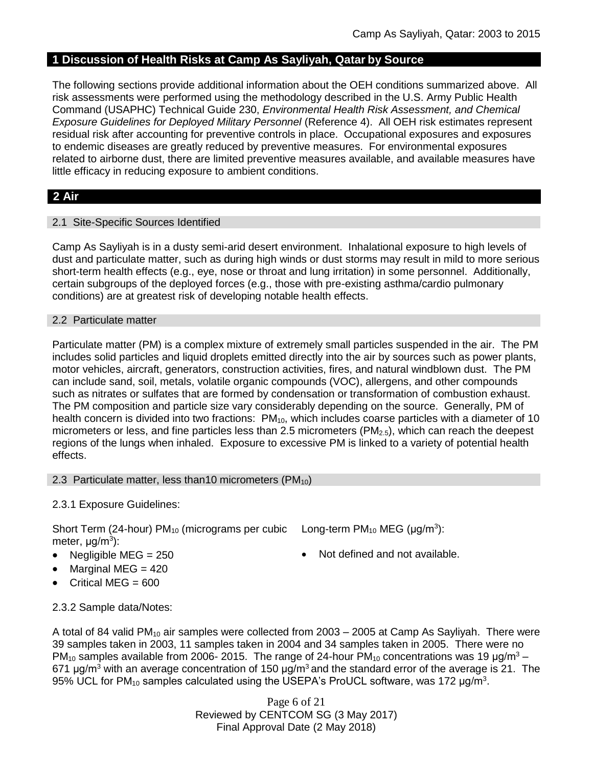## 1 Discussion of Health Risks at Camp As Sayliyah, Qatar by Source

The following sections provide additional information about the OEH conditions summarized above. All risk assessments were performed using the methodology described in the U.S. Army Public Health Command (USAPHC) Technical Guide 230, *Environmental Health Risk Assessment, and Chemical Exposure Guidelines for Deployed Military Personnel* (Reference 4). All OEH risk estimates represent residual risk after accounting for preventive controls in place. Occupational exposures and exposures to endemic diseases are greatly reduced by preventive measures. For environmental exposures related to airborne dust, there are limited preventive measures available, and available measures have little efficacy in reducing exposure to ambient conditions.

## 2 Air

### 2.1 Site-Specific Sources Identified

Camp As Sayliyah is in a dusty semi-arid desert environment. Inhalational exposure to high levels of dust and particulate matter, such as during high winds or dust storms may result in mild to more serious short-term health effects (e.g., eye, nose or throat and lung irritation) in some personnel. Additionally, certain subgroups of the deployed forces (e.g., those with pre-existing asthma/cardio pulmonary conditions) are at greatest risk of developing notable health effects.

### 2.2 Particulate matter

Particulate matter (PM) is a complex mixture of extremely small particles suspended in the air. The PM includes solid particles and liquid droplets emitted directly into the air by sources such as power plants, motor vehicles, aircraft, generators, construction activities, fires, and natural windblown dust. The PM can include sand, soil, metals, volatile organic compounds (VOC), allergens, and other compounds such as nitrates or sulfates that are formed by condensation or transformation of combustion exhaust. The PM composition and particle size vary considerably depending on the source. Generally, PM of health concern is divided into two fractions: $PM_{10}$, which includes coarse particles with a diameter of 10 micrometers or less, and fine particles less than 2.5 micrometers ($PM_{2.5}$), which can reach the deepest regions of the lungs when inhaled. Exposure to excessive PM is linked to a variety of potential health effects.

### 2.3 Particulate matter, less than10 micrometers ($PM_{10}$)

2.3.1 Exposure Guidelines:

Short Term (24-hour) $PM_{10}$ (micrograms per cubic meter, $\mu g/m^3$):

- Negligible MEG = 250
- Marginal MEG = 420
- Critical MEG = 600

Long-term $PM_{10}$ MEG ($\mu g/m^3$):

- Not defined and not available.

2.3.2 Sample data/Notes:

A total of 84 valid $PM_{10}$ air samples were collected from 2003 – 2005 at Camp As Sayliyah. There were 39 samples taken in 2003, 11 samples taken in 2004 and 34 samples taken in 2005. There were no $PM_{10}$ samples available from 2006- 2015. The range of 24-hour $PM_{10}$ concentrations was 19 $\mu g/m^3$ – 671 $\mu g/m^3$ with an average concentration of 150 $\mu g/m^3$ and the standard error of the average is 21. The 95% UCL for $PM_{10}$ samples calculated using the USEPA's ProUCL software, was 172 $\mu g/m^3$.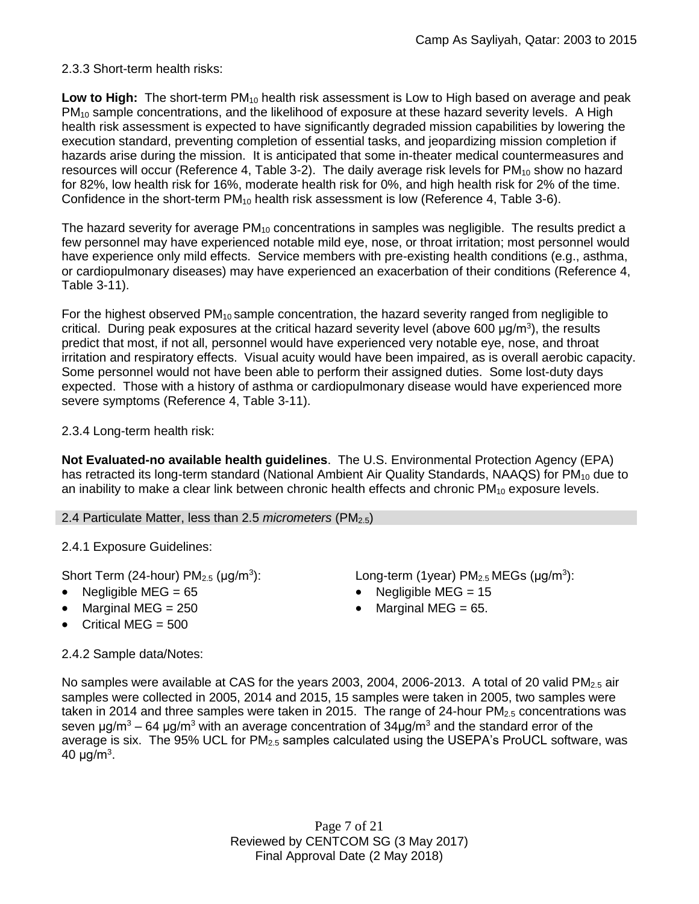2.3.3 Short-term health risks:

**Low to High:** The short-term $PM_{10}$ health risk assessment is Low to High based on average and peak $PM_{10}$ sample concentrations, and the likelihood of exposure at these hazard severity levels. A High health risk assessment is expected to have significantly degraded mission capabilities by lowering the execution standard, preventing completion of essential tasks, and jeopardizing mission completion if hazards arise during the mission. It is anticipated that some in-theater medical countermeasures and resources will occur (Reference 4, Table 3-2). The daily average risk levels for $PM_{10}$ show no hazard for 82%, low health risk for 16%, moderate health risk for 0%, and high health risk for 2% of the time. Confidence in the short-term $PM_{10}$ health risk assessment is low (Reference 4, Table 3-6).

The hazard severity for average $PM_{10}$ concentrations in samples was negligible. The results predict a few personnel may have experienced notable mild eye, nose, or throat irritation; most personnel would have experience only mild effects. Service members with pre-existing health conditions (e.g., asthma, or cardiopulmonary diseases) may have experienced an exacerbation of their conditions (Reference 4, Table 3-11).

For the highest observed $PM_{10}$ sample concentration, the hazard severity ranged from negligible to critical. During peak exposures at the critical hazard severity level (above 600 μg/m$^3$), the results predict that most, if not all, personnel would have experienced very notable eye, nose, and throat irritation and respiratory effects. Visual acuity would have been impaired, as is overall aerobic capacity. Some personnel would not have been able to perform their assigned duties. Some lost-duty days expected. Those with a history of asthma or cardiopulmonary disease would have experienced more severe symptoms (Reference 4, Table 3-11).

2.3.4 Long-term health risk:

**Not Evaluated-no available health guidelines**. The U.S. Environmental Protection Agency (EPA) has retracted its long-term standard (National Ambient Air Quality Standards, NAAQS) for $PM_{10}$ due to an inability to make a clear link between chronic health effects and chronic $PM_{10}$ exposure levels.

## 2.4 Particulate Matter, less than 2.5 *micrometers* ($PM_{2.5}$)

2.4.1 Exposure Guidelines:

Short Term (24-hour) $PM_{2.5}$ (μg/m$^3$):

- Negligible MEG = 65
- Marginal MEG = 250
- Critical MEG = 500

Long-term (1year) $PM_{2.5}$ MEGs (μg/m$^3$):

- Negligible MEG = 15
- Marginal MEG = 65.

2.4.2 Sample data/Notes:

No samples were available at CAS for the years 2003, 2004, 2006-2013. A total of 20 valid $PM_{2.5}$ air samples were collected in 2005, 2014 and 2015, 15 samples were taken in 2005, two samples were taken in 2014 and three samples were taken in 2015. The range of 24-hour $PM_{2.5}$ concentrations was seven μg/m$^3$ – 64 μg/m$^3$ with an average concentration of 34μg/m$^3$ and the standard error of the average is six. The 95% UCL for $PM_{2.5}$ samples calculated using the USEPA's ProUCL software, was 40 μg/m$^3$.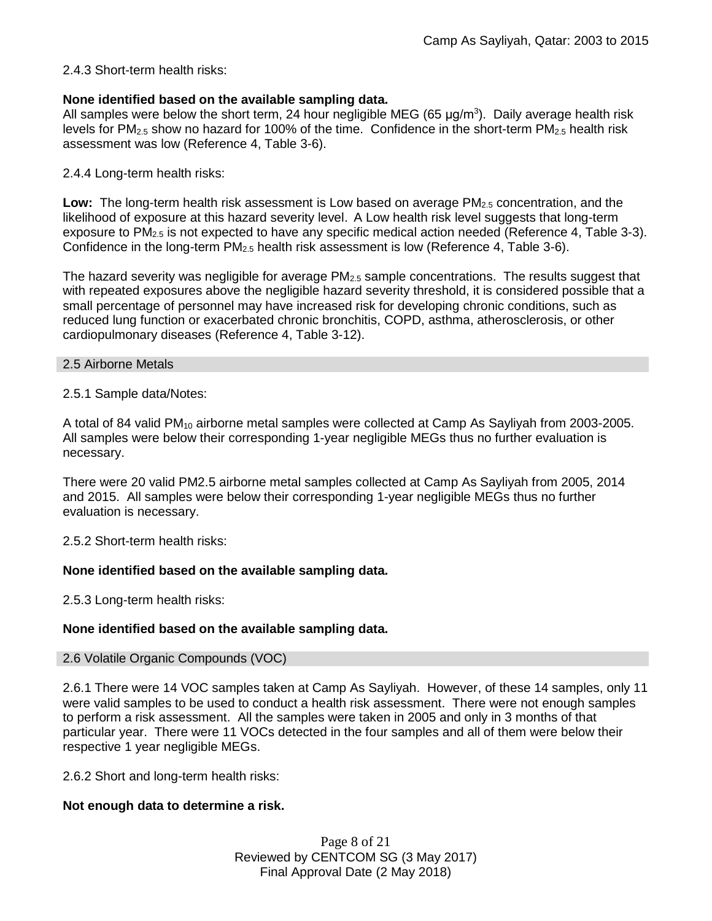2.4.3 Short-term health risks:

**None identified based on the available sampling data.**
All samples were below the short term, 24 hour negligible MEG (65 μg/m$^3$). Daily average health risk levels for $PM_{2.5}$ show no hazard for 100% of the time. Confidence in the short-term $PM_{2.5}$ health risk assessment was low (Reference 4, Table 3-6).

2.4.4 Long-term health risks:

**Low:** The long-term health risk assessment is Low based on average $PM_{2.5}$ concentration, and the likelihood of exposure at this hazard severity level. A Low health risk level suggests that long-term exposure to $PM_{2.5}$ is not expected to have any specific medical action needed (Reference 4, Table 3-3). Confidence in the long-term $PM_{2.5}$ health risk assessment is low (Reference 4, Table 3-6).

The hazard severity was negligible for average $PM_{2.5}$ sample concentrations. The results suggest that with repeated exposures above the negligible hazard severity threshold, it is considered possible that a small percentage of personnel may have increased risk for developing chronic conditions, such as reduced lung function or exacerbated chronic bronchitis, COPD, asthma, atherosclerosis, or other cardiopulmonary diseases (Reference 4, Table 3-12).

## 2.5 Airborne Metals

2.5.1 Sample data/Notes:

A total of 84 valid $PM_{10}$ airborne metal samples were collected at Camp As Sayliyah from 2003-2005. All samples were below their corresponding 1-year negligible MEGs thus no further evaluation is necessary.

There were 20 valid PM2.5 airborne metal samples collected at Camp As Sayliyah from 2005, 2014 and 2015. All samples were below their corresponding 1-year negligible MEGs thus no further evaluation is necessary.

2.5.2 Short-term health risks:

**None identified based on the available sampling data.**

2.5.3 Long-term health risks:

**None identified based on the available sampling data.**

## 2.6 Volatile Organic Compounds (VOC)

2.6.1 There were 14 VOC samples taken at Camp As Sayliyah. However, of these 14 samples, only 11 were valid samples to be used to conduct a health risk assessment. There were not enough samples to perform a risk assessment. All the samples were taken in 2005 and only in 3 months of that particular year. There were 11 VOCs detected in the four samples and all of them were below their respective 1 year negligible MEGs.

2.6.2 Short and long-term health risks:

**Not enough data to determine a risk.**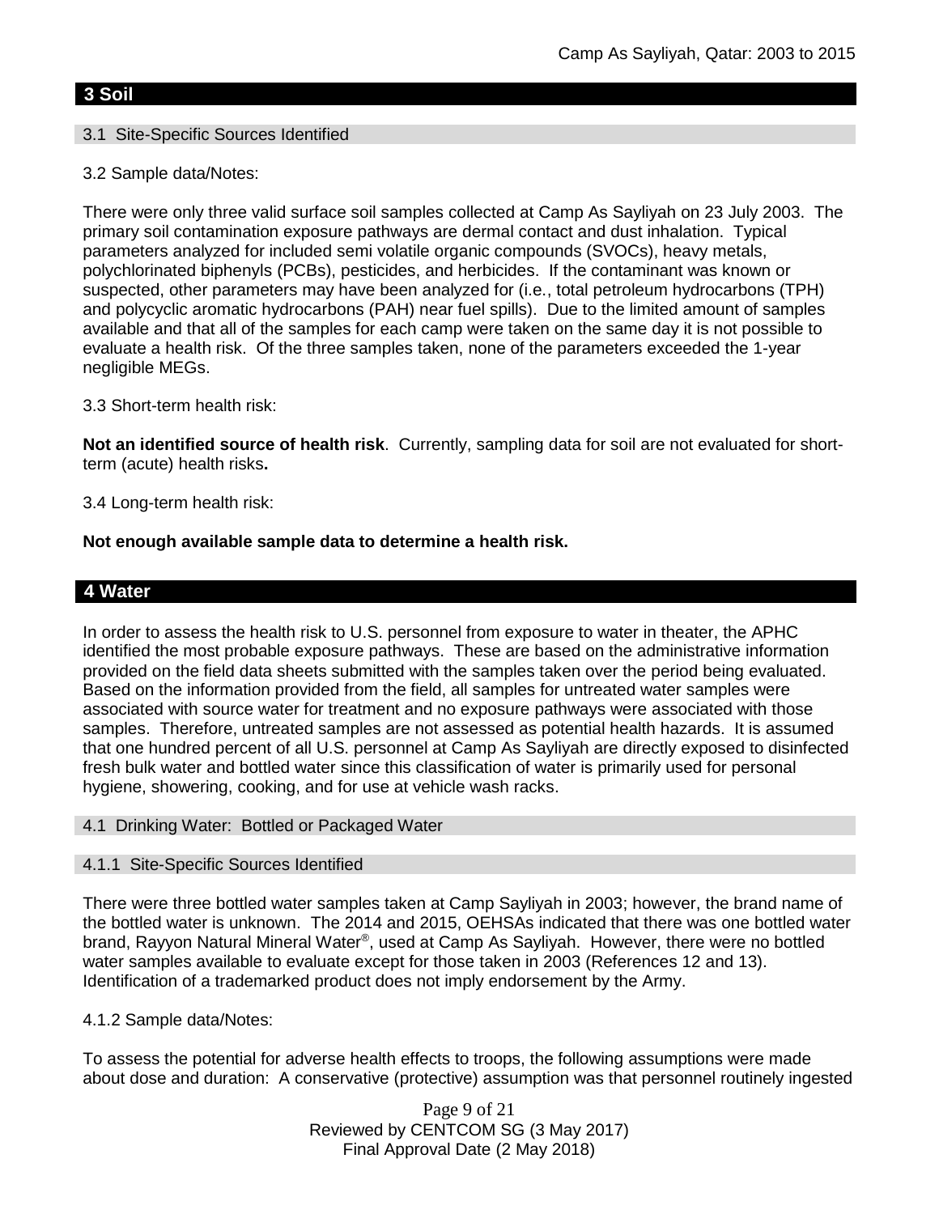## 3 Soil

### 3.1 Site-Specific Sources Identified

3.2 Sample data/Notes:

There were only three valid surface soil samples collected at Camp As Sayliyah on 23 July 2003. The primary soil contamination exposure pathways are dermal contact and dust inhalation. Typical parameters analyzed for included semi volatile organic compounds (SVOCs), heavy metals, polychlorinated biphenyls (PCBs), pesticides, and herbicides. If the contaminant was known or suspected, other parameters may have been analyzed for (i.e., total petroleum hydrocarbons (TPH) and polycyclic aromatic hydrocarbons (PAH) near fuel spills). Due to the limited amount of samples available and that all of the samples for each camp were taken on the same day it is not possible to evaluate a health risk. Of the three samples taken, none of the parameters exceeded the 1-year negligible MEGs.

3.3 Short-term health risk:

**Not an identified source of health risk**. Currently, sampling data for soil are not evaluated for short-term (acute) health risks**.**

3.4 Long-term health risk:

**Not enough available sample data to determine a health risk.**

## 4 Water

In order to assess the health risk to U.S. personnel from exposure to water in theater, the APHC identified the most probable exposure pathways. These are based on the administrative information provided on the field data sheets submitted with the samples taken over the period being evaluated. Based on the information provided from the field, all samples for untreated water samples were associated with source water for treatment and no exposure pathways were associated with those samples. Therefore, untreated samples are not assessed as potential health hazards. It is assumed that one hundred percent of all U.S. personnel at Camp As Sayliyah are directly exposed to disinfected fresh bulk water and bottled water since this classification of water is primarily used for personal hygiene, showering, cooking, and for use at vehicle wash racks.

### 4.1 Drinking Water: Bottled or Packaged Water

#### 4.1.1 Site-Specific Sources Identified

There were three bottled water samples taken at Camp Sayliyah in 2003; however, the brand name of the bottled water is unknown. The 2014 and 2015, OEHSAs indicated that there was one bottled water brand, Rayyon Natural Mineral Water®, used at Camp As Sayliyah. However, there were no bottled water samples available to evaluate except for those taken in 2003 (References 12 and 13). Identification of a trademarked product does not imply endorsement by the Army.

4.1.2 Sample data/Notes:

To assess the potential for adverse health effects to troops, the following assumptions were made about dose and duration: A conservative (protective) assumption was that personnel routinely ingested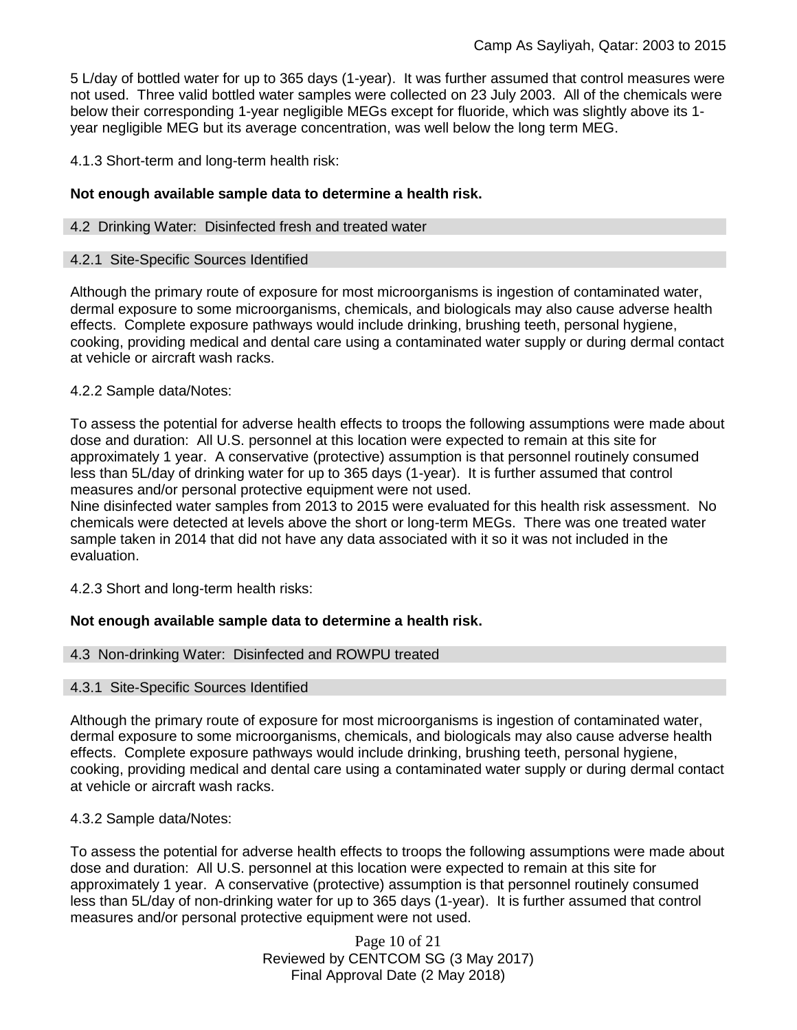5 L/day of bottled water for up to 365 days (1-year). It was further assumed that control measures were not used. Three valid bottled water samples were collected on 23 July 2003. All of the chemicals were below their corresponding 1-year negligible MEGs except for fluoride, which was slightly above its 1-year negligible MEG but its average concentration, was well below the long term MEG.

4.1.3 Short-term and long-term health risk:

**Not enough available sample data to determine a health risk.**

### 4.2 Drinking Water: Disinfected fresh and treated water

#### 4.2.1 Site-Specific Sources Identified

Although the primary route of exposure for most microorganisms is ingestion of contaminated water, dermal exposure to some microorganisms, chemicals, and biologicals may also cause adverse health effects. Complete exposure pathways would include drinking, brushing teeth, personal hygiene, cooking, providing medical and dental care using a contaminated water supply or during dermal contact at vehicle or aircraft wash racks.

4.2.2 Sample data/Notes:

To assess the potential for adverse health effects to troops the following assumptions were made about dose and duration: All U.S. personnel at this location were expected to remain at this site for approximately 1 year. A conservative (protective) assumption is that personnel routinely consumed less than 5L/day of drinking water for up to 365 days (1-year). It is further assumed that control measures and/or personal protective equipment were not used.
Nine disinfected water samples from 2013 to 2015 were evaluated for this health risk assessment. No chemicals were detected at levels above the short or long-term MEGs. There was one treated water sample taken in 2014 that did not have any data associated with it so it was not included in the evaluation.

4.2.3 Short and long-term health risks:

**Not enough available sample data to determine a health risk.**

### 4.3 Non-drinking Water: Disinfected and ROWPU treated

#### 4.3.1 Site-Specific Sources Identified

Although the primary route of exposure for most microorganisms is ingestion of contaminated water, dermal exposure to some microorganisms, chemicals, and biologicals may also cause adverse health effects. Complete exposure pathways would include drinking, brushing teeth, personal hygiene, cooking, providing medical and dental care using a contaminated water supply or during dermal contact at vehicle or aircraft wash racks.

4.3.2 Sample data/Notes:

To assess the potential for adverse health effects to troops the following assumptions were made about dose and duration: All U.S. personnel at this location were expected to remain at this site for approximately 1 year. A conservative (protective) assumption is that personnel routinely consumed less than 5L/day of non-drinking water for up to 365 days (1-year). It is further assumed that control measures and/or personal protective equipment were not used.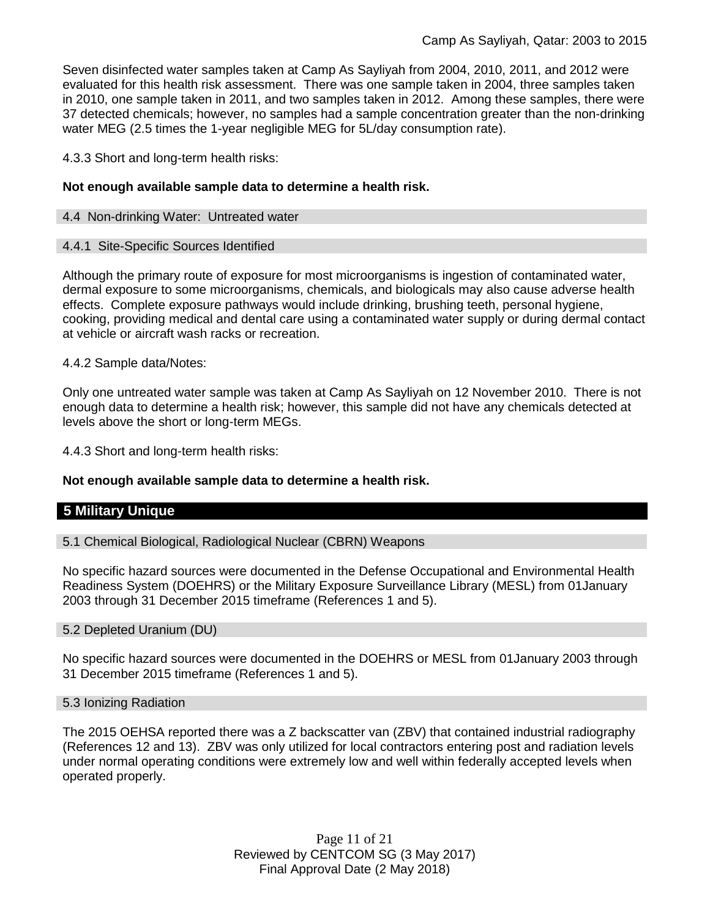Seven disinfected water samples taken at Camp As Sayliyah from 2004, 2010, 2011, and 2012 were evaluated for this health risk assessment. There was one sample taken in 2004, three samples taken in 2010, one sample taken in 2011, and two samples taken in 2012. Among these samples, there were 37 detected chemicals; however, no samples had a sample concentration greater than the non-drinking water MEG (2.5 times the 1-year negligible MEG for 5L/day consumption rate).

4.3.3 Short and long-term health risks:

**Not enough available sample data to determine a health risk.**

### 4.4 Non-drinking Water: Untreated water

#### 4.4.1 Site-Specific Sources Identified

Although the primary route of exposure for most microorganisms is ingestion of contaminated water, dermal exposure to some microorganisms, chemicals, and biologicals may also cause adverse health effects. Complete exposure pathways would include drinking, brushing teeth, personal hygiene, cooking, providing medical and dental care using a contaminated water supply or during dermal contact at vehicle or aircraft wash racks or recreation.

4.4.2 Sample data/Notes:

Only one untreated water sample was taken at Camp As Sayliyah on 12 November 2010. There is not enough data to determine a health risk; however, this sample did not have any chemicals detected at levels above the short or long-term MEGs.

4.4.3 Short and long-term health risks:

**Not enough available sample data to determine a health risk.**

## 5 Military Unique

### 5.1 Chemical Biological, Radiological Nuclear (CBRN) Weapons

No specific hazard sources were documented in the Defense Occupational and Environmental Health Readiness System (DOEHRS) or the Military Exposure Surveillance Library (MESL) from 01January 2003 through 31 December 2015 timeframe (References 1 and 5).

### 5.2 Depleted Uranium (DU)

No specific hazard sources were documented in the DOEHRS or MESL from 01January 2003 through 31 December 2015 timeframe (References 1 and 5).

### 5.3 Ionizing Radiation

The 2015 OEHSA reported there was a Z backscatter van (ZBV) that contained industrial radiography (References 12 and 13). ZBV was only utilized for local contractors entering post and radiation levels under normal operating conditions were extremely low and well within federally accepted levels when operated properly.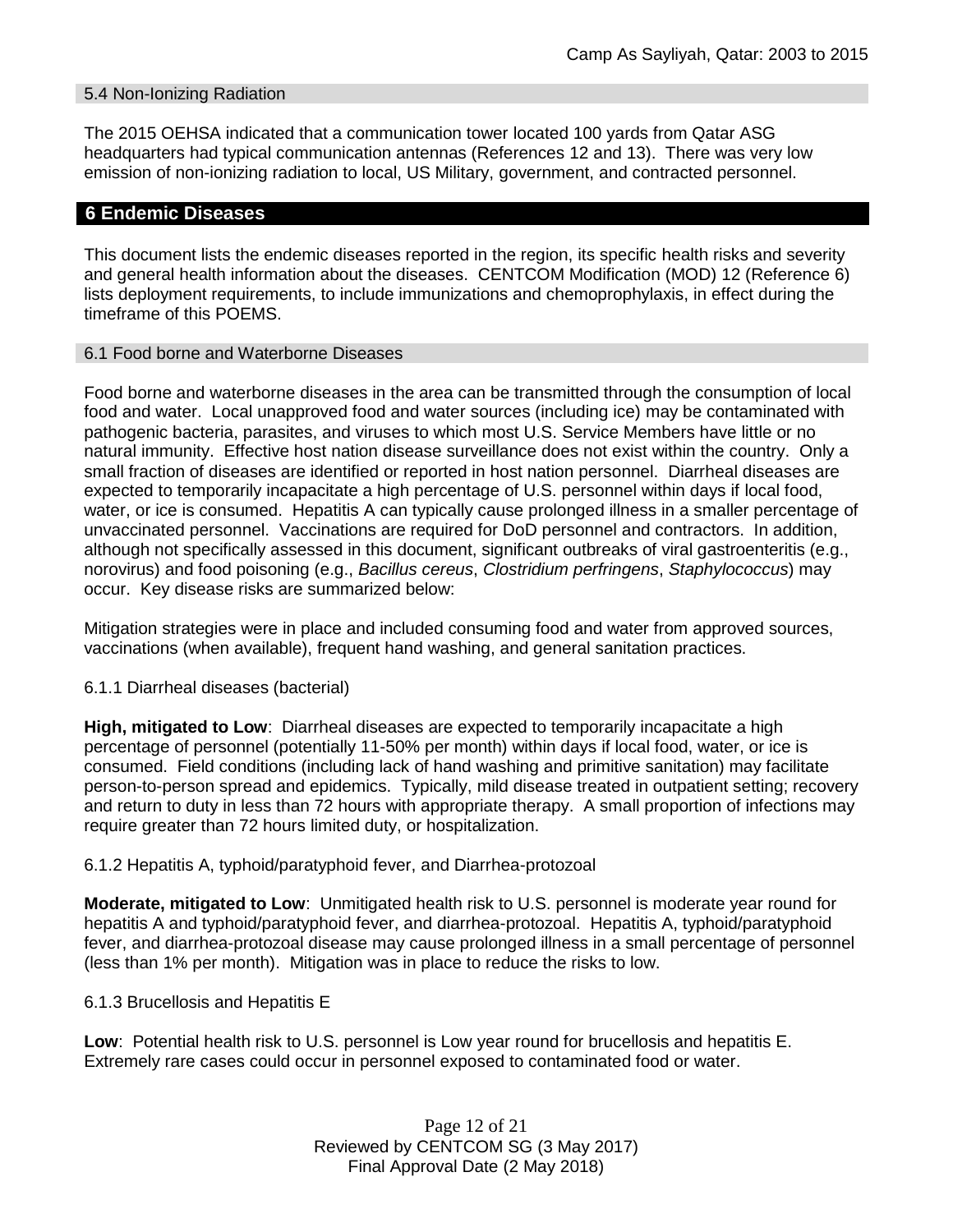### 5.4 Non-Ionizing Radiation

The 2015 OEHSA indicated that a communication tower located 100 yards from Qatar ASG headquarters had typical communication antennas (References 12 and 13). There was very low emission of non-ionizing radiation to local, US Military, government, and contracted personnel.

## 6 Endemic Diseases

This document lists the endemic diseases reported in the region, its specific health risks and severity and general health information about the diseases. CENTCOM Modification (MOD) 12 (Reference 6) lists deployment requirements, to include immunizations and chemoprophylaxis, in effect during the timeframe of this POEMS.

### 6.1 Food borne and Waterborne Diseases

Food borne and waterborne diseases in the area can be transmitted through the consumption of local food and water. Local unapproved food and water sources (including ice) may be contaminated with pathogenic bacteria, parasites, and viruses to which most U.S. Service Members have little or no natural immunity. Effective host nation disease surveillance does not exist within the country. Only a small fraction of diseases are identified or reported in host nation personnel. Diarrheal diseases are expected to temporarily incapacitate a high percentage of U.S. personnel within days if local food, water, or ice is consumed. Hepatitis A can typically cause prolonged illness in a smaller percentage of unvaccinated personnel. Vaccinations are required for DoD personnel and contractors. In addition, although not specifically assessed in this document, significant outbreaks of viral gastroenteritis (e.g., norovirus) and food poisoning (e.g., *Bacillus cereus*, *Clostridium perfringens*, *Staphylococcus*) may occur. Key disease risks are summarized below:

Mitigation strategies were in place and included consuming food and water from approved sources, vaccinations (when available), frequent hand washing, and general sanitation practices.

#### 6.1.1 Diarrheal diseases (bacterial)

**High, mitigated to Low**: Diarrheal diseases are expected to temporarily incapacitate a high percentage of personnel (potentially 11-50% per month) within days if local food, water, or ice is consumed. Field conditions (including lack of hand washing and primitive sanitation) may facilitate person-to-person spread and epidemics. Typically, mild disease treated in outpatient setting; recovery and return to duty in less than 72 hours with appropriate therapy. A small proportion of infections may require greater than 72 hours limited duty, or hospitalization.

#### 6.1.2 Hepatitis A, typhoid/paratyphoid fever, and Diarrhea-protozoal

**Moderate, mitigated to Low**: Unmitigated health risk to U.S. personnel is moderate year round for hepatitis A and typhoid/paratyphoid fever, and diarrhea-protozoal. Hepatitis A, typhoid/paratyphoid fever, and diarrhea-protozoal disease may cause prolonged illness in a small percentage of personnel (less than 1% per month). Mitigation was in place to reduce the risks to low.

#### 6.1.3 Brucellosis and Hepatitis E

**Low**: Potential health risk to U.S. personnel is Low year round for brucellosis and hepatitis E. Extremely rare cases could occur in personnel exposed to contaminated food or water.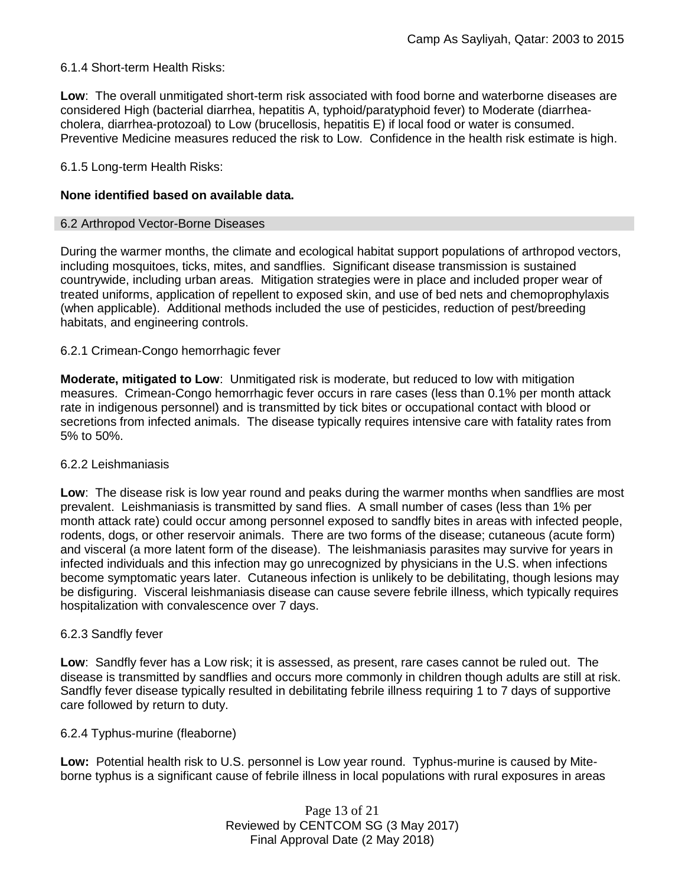6.1.4 Short-term Health Risks:

**Low**: The overall unmitigated short-term risk associated with food borne and waterborne diseases are considered High (bacterial diarrhea, hepatitis A, typhoid/paratyphoid fever) to Moderate (diarrhea-cholera, diarrhea-protozoal) to Low (brucellosis, hepatitis E) if local food or water is consumed. Preventive Medicine measures reduced the risk to Low. Confidence in the health risk estimate is high.

6.1.5 Long-term Health Risks:

**None identified based on available data.**

## 6.2 Arthropod Vector-Borne Diseases

During the warmer months, the climate and ecological habitat support populations of arthropod vectors, including mosquitoes, ticks, mites, and sandflies. Significant disease transmission is sustained countrywide, including urban areas. Mitigation strategies were in place and included proper wear of treated uniforms, application of repellent to exposed skin, and use of bed nets and chemoprophylaxis (when applicable). Additional methods included the use of pesticides, reduction of pest/breeding habitats, and engineering controls.

6.2.1 Crimean-Congo hemorrhagic fever

**Moderate, mitigated to Low**: Unmitigated risk is moderate, but reduced to low with mitigation measures. Crimean-Congo hemorrhagic fever occurs in rare cases (less than 0.1% per month attack rate in indigenous personnel) and is transmitted by tick bites or occupational contact with blood or secretions from infected animals. The disease typically requires intensive care with fatality rates from 5% to 50%.

6.2.2 Leishmaniasis

**Low**: The disease risk is low year round and peaks during the warmer months when sandflies are most prevalent. Leishmaniasis is transmitted by sand flies. A small number of cases (less than 1% per month attack rate) could occur among personnel exposed to sandfly bites in areas with infected people, rodents, dogs, or other reservoir animals. There are two forms of the disease; cutaneous (acute form) and visceral (a more latent form of the disease). The leishmaniasis parasites may survive for years in infected individuals and this infection may go unrecognized by physicians in the U.S. when infections become symptomatic years later. Cutaneous infection is unlikely to be debilitating, though lesions may be disfiguring. Visceral leishmaniasis disease can cause severe febrile illness, which typically requires hospitalization with convalescence over 7 days.

6.2.3 Sandfly fever

**Low**: Sandfly fever has a Low risk; it is assessed, as present, rare cases cannot be ruled out. The disease is transmitted by sandflies and occurs more commonly in children though adults are still at risk. Sandfly fever disease typically resulted in debilitating febrile illness requiring 1 to 7 days of supportive care followed by return to duty.

6.2.4 Typhus-murine (fleaborne)

**Low:** Potential health risk to U.S. personnel is Low year round. Typhus-murine is caused by Mite-borne typhus is a significant cause of febrile illness in local populations with rural exposures in areas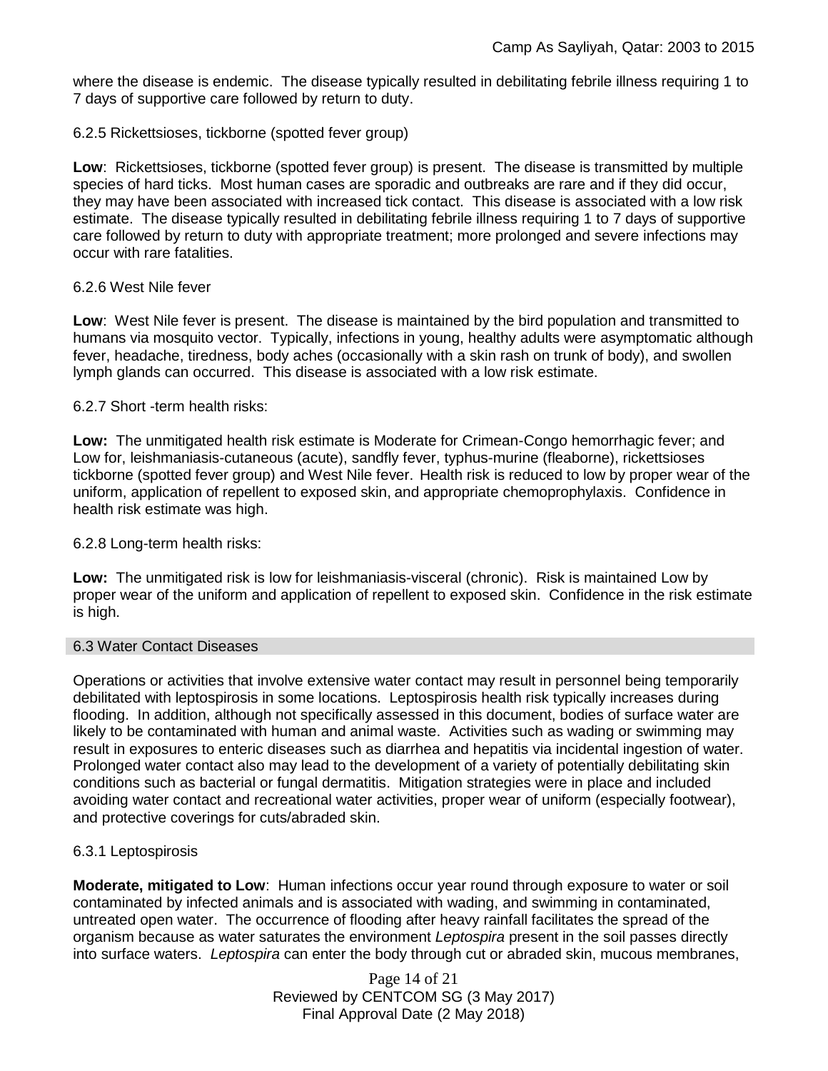where the disease is endemic. The disease typically resulted in debilitating febrile illness requiring 1 to 7 days of supportive care followed by return to duty.

6.2.5 Rickettsioses, tickborne (spotted fever group)

**Low**: Rickettsioses, tickborne (spotted fever group) is present. The disease is transmitted by multiple species of hard ticks. Most human cases are sporadic and outbreaks are rare and if they did occur, they may have been associated with increased tick contact. This disease is associated with a low risk estimate. The disease typically resulted in debilitating febrile illness requiring 1 to 7 days of supportive care followed by return to duty with appropriate treatment; more prolonged and severe infections may occur with rare fatalities.

6.2.6 West Nile fever

**Low**: West Nile fever is present. The disease is maintained by the bird population and transmitted to humans via mosquito vector. Typically, infections in young, healthy adults were asymptomatic although fever, headache, tiredness, body aches (occasionally with a skin rash on trunk of body), and swollen lymph glands can occurred. This disease is associated with a low risk estimate.

6.2.7 Short -term health risks:

**Low:** The unmitigated health risk estimate is Moderate for Crimean-Congo hemorrhagic fever; and Low for, leishmaniasis-cutaneous (acute), sandfly fever, typhus-murine (fleaborne), rickettsioses tickborne (spotted fever group) and West Nile fever. Health risk is reduced to low by proper wear of the uniform, application of repellent to exposed skin, and appropriate chemoprophylaxis. Confidence in health risk estimate was high.

6.2.8 Long-term health risks:

**Low:** The unmitigated risk is low for leishmaniasis-visceral (chronic). Risk is maintained Low by proper wear of the uniform and application of repellent to exposed skin. Confidence in the risk estimate is high.

## 6.3 Water Contact Diseases

Operations or activities that involve extensive water contact may result in personnel being temporarily debilitated with leptospirosis in some locations. Leptospirosis health risk typically increases during flooding. In addition, although not specifically assessed in this document, bodies of surface water are likely to be contaminated with human and animal waste. Activities such as wading or swimming may result in exposures to enteric diseases such as diarrhea and hepatitis via incidental ingestion of water. Prolonged water contact also may lead to the development of a variety of potentially debilitating skin conditions such as bacterial or fungal dermatitis. Mitigation strategies were in place and included avoiding water contact and recreational water activities, proper wear of uniform (especially footwear), and protective coverings for cuts/abraded skin.

6.3.1 Leptospirosis

**Moderate, mitigated to Low**: Human infections occur year round through exposure to water or soil contaminated by infected animals and is associated with wading, and swimming in contaminated, untreated open water. The occurrence of flooding after heavy rainfall facilitates the spread of the organism because as water saturates the environment *Leptospira* present in the soil passes directly into surface waters. *Leptospira* can enter the body through cut or abraded skin, mucous membranes,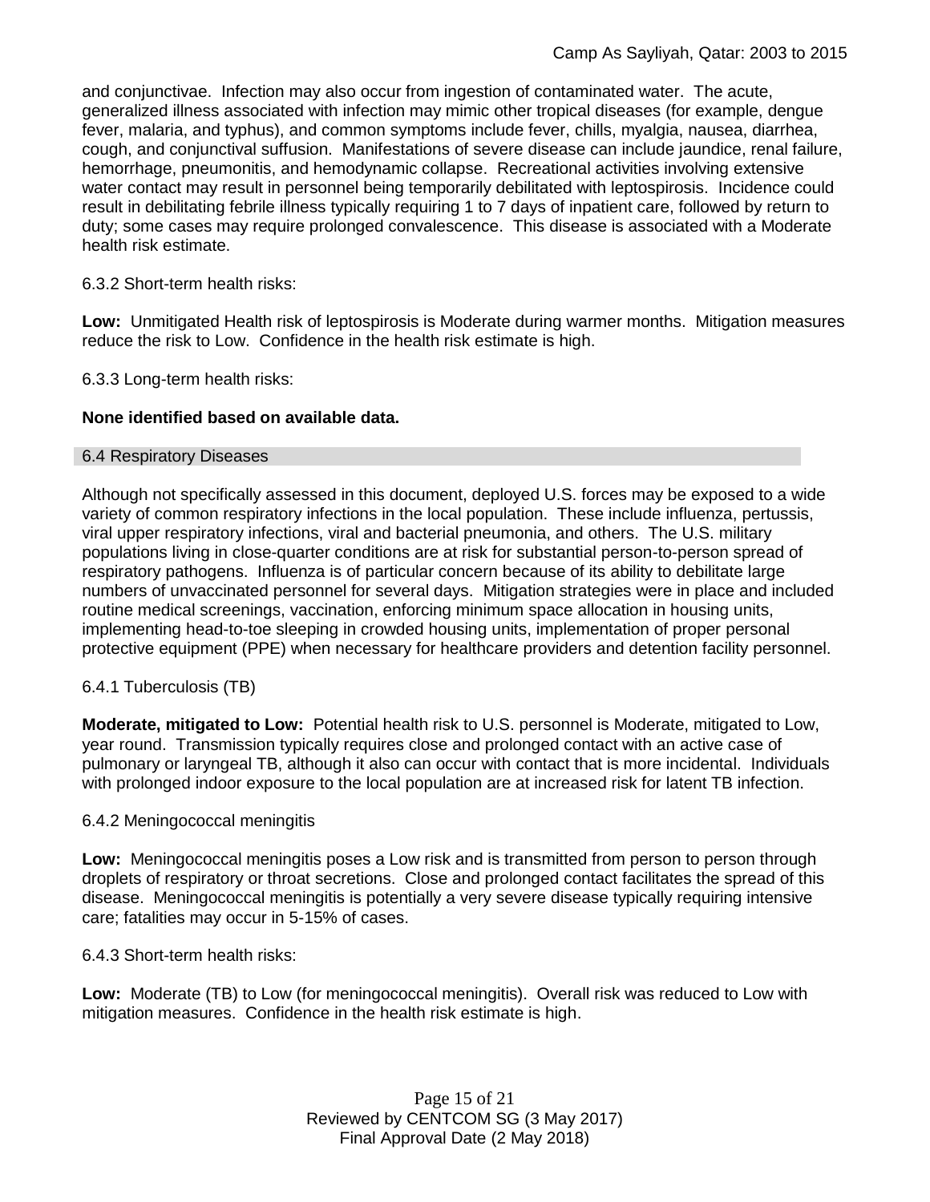and conjunctivae. Infection may also occur from ingestion of contaminated water. The acute, generalized illness associated with infection may mimic other tropical diseases (for example, dengue fever, malaria, and typhus), and common symptoms include fever, chills, myalgia, nausea, diarrhea, cough, and conjunctival suffusion. Manifestations of severe disease can include jaundice, renal failure, hemorrhage, pneumonitis, and hemodynamic collapse. Recreational activities involving extensive water contact may result in personnel being temporarily debilitated with leptospirosis. Incidence could result in debilitating febrile illness typically requiring 1 to 7 days of inpatient care, followed by return to duty; some cases may require prolonged convalescence. This disease is associated with a Moderate health risk estimate.

6.3.2 Short-term health risks:

**Low:** Unmitigated Health risk of leptospirosis is Moderate during warmer months. Mitigation measures reduce the risk to Low. Confidence in the health risk estimate is high.

6.3.3 Long-term health risks:

**None identified based on available data.**

## 6.4 Respiratory Diseases

Although not specifically assessed in this document, deployed U.S. forces may be exposed to a wide variety of common respiratory infections in the local population. These include influenza, pertussis, viral upper respiratory infections, viral and bacterial pneumonia, and others. The U.S. military populations living in close-quarter conditions are at risk for substantial person-to-person spread of respiratory pathogens. Influenza is of particular concern because of its ability to debilitate large numbers of unvaccinated personnel for several days. Mitigation strategies were in place and included routine medical screenings, vaccination, enforcing minimum space allocation in housing units, implementing head-to-toe sleeping in crowded housing units, implementation of proper personal protective equipment (PPE) when necessary for healthcare providers and detention facility personnel.

6.4.1 Tuberculosis (TB)

**Moderate, mitigated to Low:** Potential health risk to U.S. personnel is Moderate, mitigated to Low, year round. Transmission typically requires close and prolonged contact with an active case of pulmonary or laryngeal TB, although it also can occur with contact that is more incidental. Individuals with prolonged indoor exposure to the local population are at increased risk for latent TB infection.

6.4.2 Meningococcal meningitis

**Low:** Meningococcal meningitis poses a Low risk and is transmitted from person to person through droplets of respiratory or throat secretions. Close and prolonged contact facilitates the spread of this disease. Meningococcal meningitis is potentially a very severe disease typically requiring intensive care; fatalities may occur in 5-15% of cases.

6.4.3 Short-term health risks:

**Low:** Moderate (TB) to Low (for meningococcal meningitis). Overall risk was reduced to Low with mitigation measures. Confidence in the health risk estimate is high.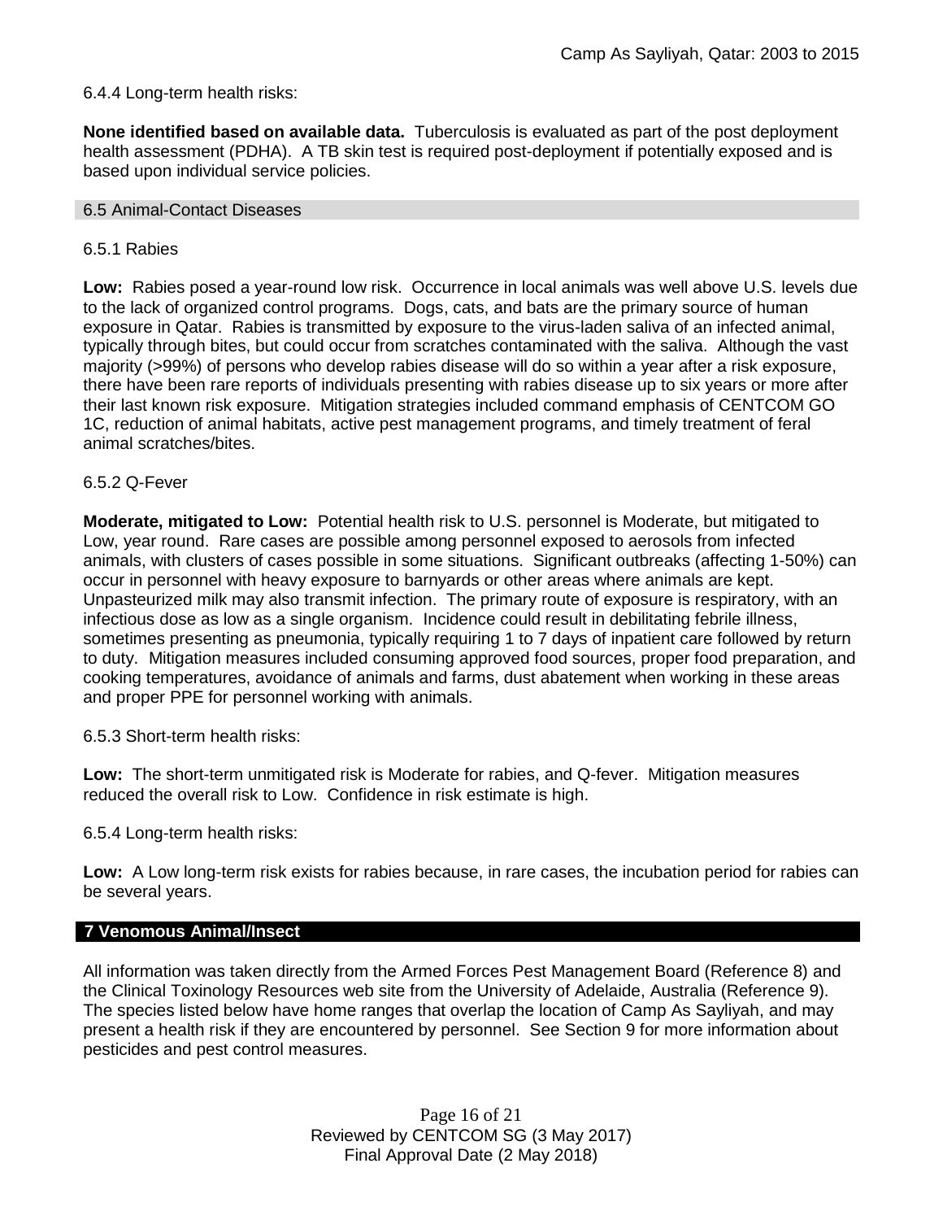6.4.4 Long-term health risks:

**None identified based on available data.** Tuberculosis is evaluated as part of the post deployment health assessment (PDHA). A TB skin test is required post-deployment if potentially exposed and is based upon individual service policies.

### 6.5 Animal-Contact Diseases

6.5.1 Rabies

**Low:** Rabies posed a year-round low risk. Occurrence in local animals was well above U.S. levels due to the lack of organized control programs. Dogs, cats, and bats are the primary source of human exposure in Qatar. Rabies is transmitted by exposure to the virus-laden saliva of an infected animal, typically through bites, but could occur from scratches contaminated with the saliva. Although the vast majority (>99%) of persons who develop rabies disease will do so within a year after a risk exposure, there have been rare reports of individuals presenting with rabies disease up to six years or more after their last known risk exposure. Mitigation strategies included command emphasis of CENTCOM GO 1C, reduction of animal habitats, active pest management programs, and timely treatment of feral animal scratches/bites.

6.5.2 Q-Fever

**Moderate, mitigated to Low:** Potential health risk to U.S. personnel is Moderate, but mitigated to Low, year round. Rare cases are possible among personnel exposed to aerosols from infected animals, with clusters of cases possible in some situations. Significant outbreaks (affecting 1-50%) can occur in personnel with heavy exposure to barnyards or other areas where animals are kept. Unpasteurized milk may also transmit infection. The primary route of exposure is respiratory, with an infectious dose as low as a single organism. Incidence could result in debilitating febrile illness, sometimes presenting as pneumonia, typically requiring 1 to 7 days of inpatient care followed by return to duty. Mitigation measures included consuming approved food sources, proper food preparation, and cooking temperatures, avoidance of animals and farms, dust abatement when working in these areas and proper PPE for personnel working with animals.

6.5.3 Short-term health risks:

**Low:** The short-term unmitigated risk is Moderate for rabies, and Q-fever. Mitigation measures reduced the overall risk to Low. Confidence in risk estimate is high.

6.5.4 Long-term health risks:

**Low:** A Low long-term risk exists for rabies because, in rare cases, the incubation period for rabies can be several years.

## 7 Venomous Animal/Insect

All information was taken directly from the Armed Forces Pest Management Board (Reference 8) and the Clinical Toxinology Resources web site from the University of Adelaide, Australia (Reference 9). The species listed below have home ranges that overlap the location of Camp As Sayliyah, and may present a health risk if they are encountered by personnel. See Section 9 for more information about pesticides and pest control measures.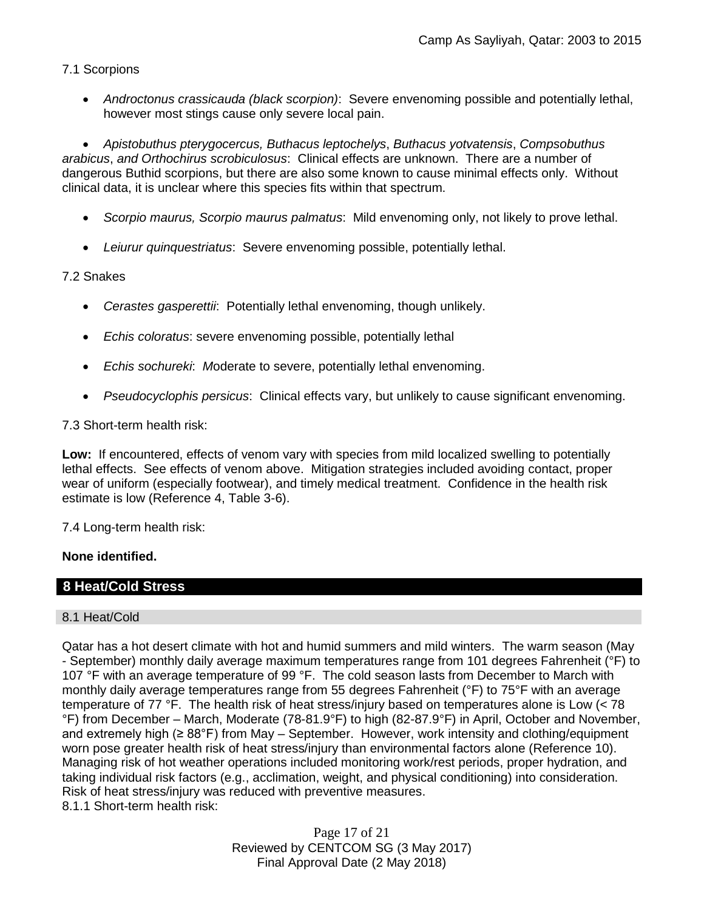7.1 Scorpions

- *Androctonus crassicauda (black scorpion)*: Severe envenoming possible and potentially lethal, however most stings cause only severe local pain.

- *Apistobuthus pterygocercus, Buthacus leptochelys*, *Buthacus yotvatensis*, *Compsobuthus arabicus*, *and Orthochirus scrobiculosus*: Clinical effects are unknown. There are a number of dangerous Buthid scorpions, but there are also some known to cause minimal effects only. Without clinical data, it is unclear where this species fits within that spectrum.

- *Scorpio maurus, Scorpio maurus palmatus*: Mild envenoming only, not likely to prove lethal.

- *Leiurur quinquestriatus*: Severe envenoming possible, potentially lethal.

7.2 Snakes

- *Cerastes gasperettii*: Potentially lethal envenoming, though unlikely.

- *Echis coloratus*: severe envenoming possible, potentially lethal

- *Echis sochureki*: *M*oderate to severe, potentially lethal envenoming.

- *Pseudocyclophis persicus*: Clinical effects vary, but unlikely to cause significant envenoming.

7.3 Short-term health risk:

**Low:** If encountered, effects of venom vary with species from mild localized swelling to potentially lethal effects. See effects of venom above. Mitigation strategies included avoiding contact, proper wear of uniform (especially footwear), and timely medical treatment. Confidence in the health risk estimate is low (Reference 4, Table 3-6).

7.4 Long-term health risk:

**None identified.**

## 8 Heat/Cold Stress

### 8.1 Heat/Cold

Qatar has a hot desert climate with hot and humid summers and mild winters. The warm season (May - September) monthly daily average maximum temperatures range from 101 degrees Fahrenheit (°F) to 107 °F with an average temperature of 99 °F. The cold season lasts from December to March with monthly daily average temperatures range from 55 degrees Fahrenheit (°F) to 75°F with an average temperature of 77 °F. The health risk of heat stress/injury based on temperatures alone is Low (< 78 °F) from December – March, Moderate (78-81.9°F) to high (82-87.9°F) in April, October and November, and extremely high (≥ 88°F) from May – September. However, work intensity and clothing/equipment worn pose greater health risk of heat stress/injury than environmental factors alone (Reference 10). Managing risk of hot weather operations included monitoring work/rest periods, proper hydration, and taking individual risk factors (e.g., acclimation, weight, and physical conditioning) into consideration. Risk of heat stress/injury was reduced with preventive measures.

8.1.1 Short-term health risk: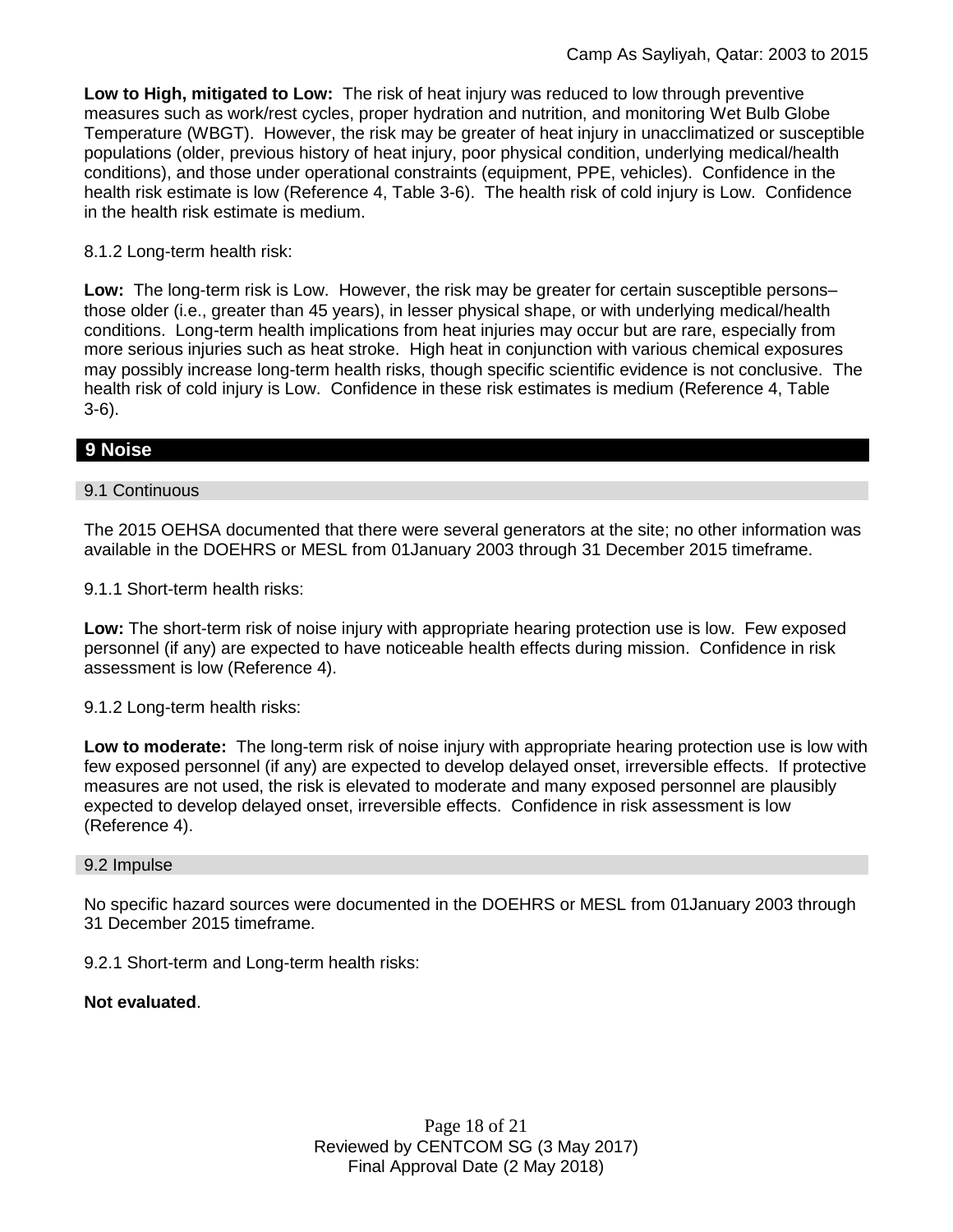**Low to High, mitigated to Low:** The risk of heat injury was reduced to low through preventive measures such as work/rest cycles, proper hydration and nutrition, and monitoring Wet Bulb Globe Temperature (WBGT). However, the risk may be greater of heat injury in unacclimatized or susceptible populations (older, previous history of heat injury, poor physical condition, underlying medical/health conditions), and those under operational constraints (equipment, PPE, vehicles). Confidence in the health risk estimate is low (Reference 4, Table 3-6). The health risk of cold injury is Low. Confidence in the health risk estimate is medium.

8.1.2 Long-term health risk:

**Low:** The long-term risk is Low. However, the risk may be greater for certain susceptible persons– those older (i.e., greater than 45 years), in lesser physical shape, or with underlying medical/health conditions. Long-term health implications from heat injuries may occur but are rare, especially from more serious injuries such as heat stroke. High heat in conjunction with various chemical exposures may possibly increase long-term health risks, though specific scientific evidence is not conclusive. The health risk of cold injury is Low. Confidence in these risk estimates is medium (Reference 4, Table 3-6).

## 9 Noise

### 9.1 Continuous

The 2015 OEHSA documented that there were several generators at the site; no other information was available in the DOEHRS or MESL from 01January 2003 through 31 December 2015 timeframe.

9.1.1 Short-term health risks:

**Low:** The short-term risk of noise injury with appropriate hearing protection use is low. Few exposed personnel (if any) are expected to have noticeable health effects during mission. Confidence in risk assessment is low (Reference 4).

9.1.2 Long-term health risks:

**Low to moderate:** The long-term risk of noise injury with appropriate hearing protection use is low with few exposed personnel (if any) are expected to develop delayed onset, irreversible effects. If protective measures are not used, the risk is elevated to moderate and many exposed personnel are plausibly expected to develop delayed onset, irreversible effects. Confidence in risk assessment is low (Reference 4).

### 9.2 Impulse

No specific hazard sources were documented in the DOEHRS or MESL from 01January 2003 through 31 December 2015 timeframe.

9.2.1 Short-term and Long-term health risks:

**Not evaluated**.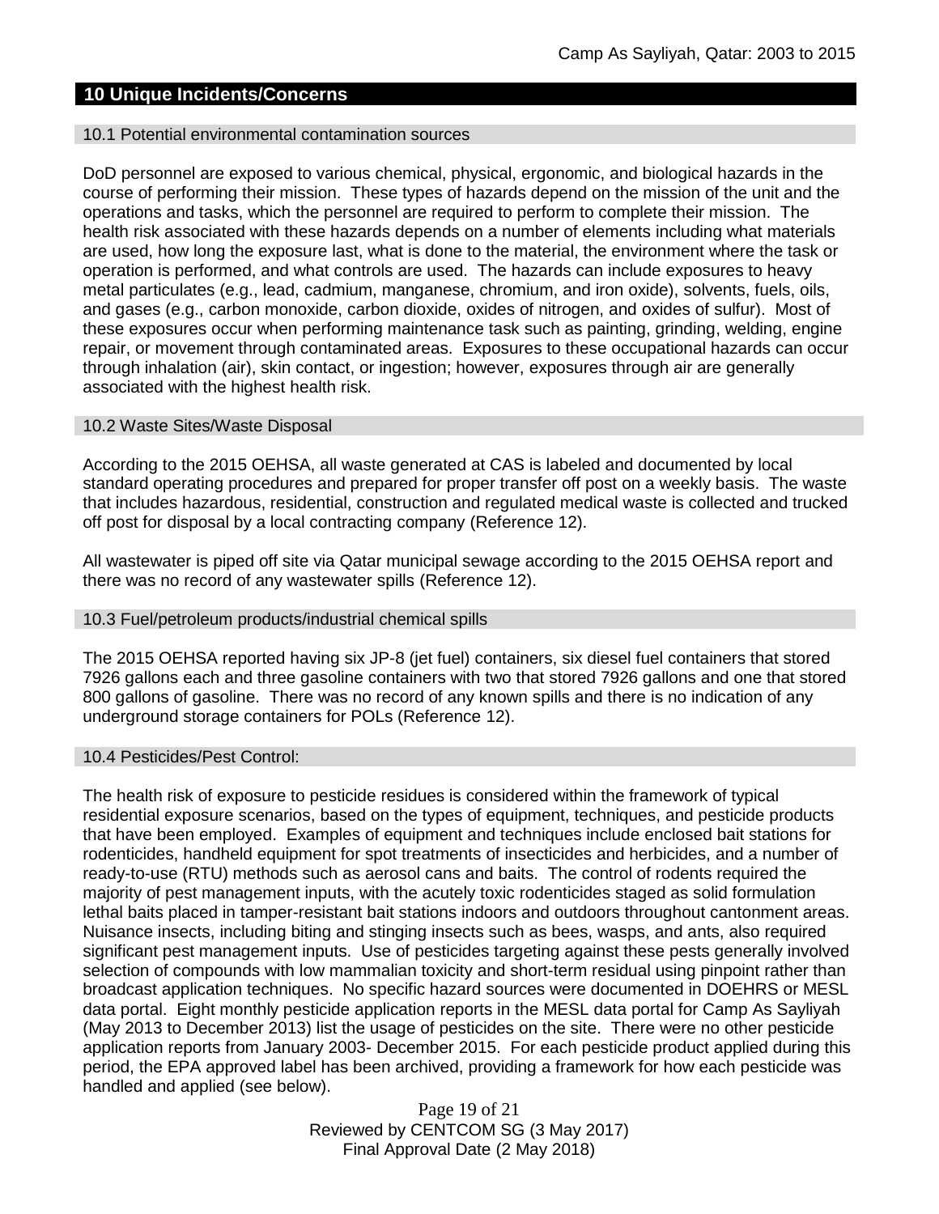## 10 Unique Incidents/Concerns

### 10.1 Potential environmental contamination sources

DoD personnel are exposed to various chemical, physical, ergonomic, and biological hazards in the course of performing their mission. These types of hazards depend on the mission of the unit and the operations and tasks, which the personnel are required to perform to complete their mission. The health risk associated with these hazards depends on a number of elements including what materials are used, how long the exposure last, what is done to the material, the environment where the task or operation is performed, and what controls are used. The hazards can include exposures to heavy metal particulates (e.g., lead, cadmium, manganese, chromium, and iron oxide), solvents, fuels, oils, and gases (e.g., carbon monoxide, carbon dioxide, oxides of nitrogen, and oxides of sulfur). Most of these exposures occur when performing maintenance task such as painting, grinding, welding, engine repair, or movement through contaminated areas. Exposures to these occupational hazards can occur through inhalation (air), skin contact, or ingestion; however, exposures through air are generally associated with the highest health risk.

### 10.2 Waste Sites/Waste Disposal

According to the 2015 OEHSA, all waste generated at CAS is labeled and documented by local standard operating procedures and prepared for proper transfer off post on a weekly basis. The waste that includes hazardous, residential, construction and regulated medical waste is collected and trucked off post for disposal by a local contracting company (Reference 12).

All wastewater is piped off site via Qatar municipal sewage according to the 2015 OEHSA report and there was no record of any wastewater spills (Reference 12).

### 10.3 Fuel/petroleum products/industrial chemical spills

The 2015 OEHSA reported having six JP-8 (jet fuel) containers, six diesel fuel containers that stored 7926 gallons each and three gasoline containers with two that stored 7926 gallons and one that stored 800 gallons of gasoline. There was no record of any known spills and there is no indication of any underground storage containers for POLs (Reference 12).

### 10.4 Pesticides/Pest Control:

The health risk of exposure to pesticide residues is considered within the framework of typical residential exposure scenarios, based on the types of equipment, techniques, and pesticide products that have been employed. Examples of equipment and techniques include enclosed bait stations for rodenticides, handheld equipment for spot treatments of insecticides and herbicides, and a number of ready-to-use (RTU) methods such as aerosol cans and baits. The control of rodents required the majority of pest management inputs, with the acutely toxic rodenticides staged as solid formulation lethal baits placed in tamper-resistant bait stations indoors and outdoors throughout cantonment areas. Nuisance insects, including biting and stinging insects such as bees, wasps, and ants, also required significant pest management inputs. Use of pesticides targeting against these pests generally involved selection of compounds with low mammalian toxicity and short-term residual using pinpoint rather than broadcast application techniques. No specific hazard sources were documented in DOEHRS or MESL data portal. Eight monthly pesticide application reports in the MESL data portal for Camp As Sayliyah (May 2013 to December 2013) list the usage of pesticides on the site. There were no other pesticide application reports from January 2003- December 2015. For each pesticide product applied during this period, the EPA approved label has been archived, providing a framework for how each pesticide was handled and applied (see below).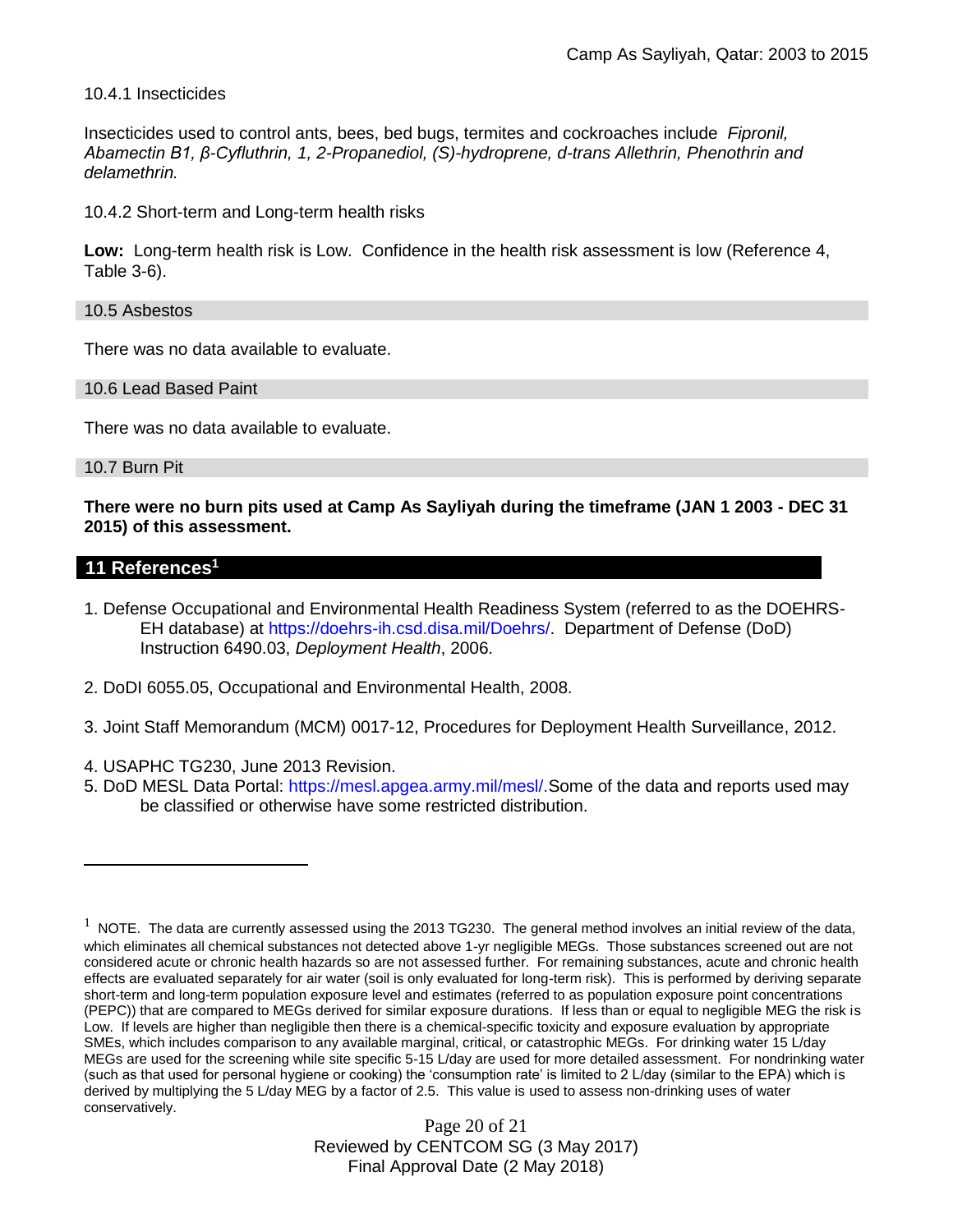10.4.1 Insecticides

Insecticides used to control ants, bees, bed bugs, termites and cockroaches include *Fipronil, Abamectin B1, β-Cyfluthrin, 1, 2-Propanediol, (S)-hydroprene, d-trans Allethrin, Phenothrin and delamethrin.*

10.4.2 Short-term and Long-term health risks

**Low:** Long-term health risk is Low. Confidence in the health risk assessment is low (Reference 4, Table 3-6).

### 10.5 Asbestos

There was no data available to evaluate.

### 10.6 Lead Based Paint

There was no data available to evaluate.

### 10.7 Burn Pit

**There were no burn pits used at Camp As Sayliyah during the timeframe (JAN 1 2003 - DEC 31 2015) of this assessment.**

## 11 References[1]

1. Defense Occupational and Environmental Health Readiness System (referred to as the DOEHRS-EH database) at https://doehrs-ih.csd.disa.mil/Doehrs/. Department of Defense (DoD) Instruction 6490.03, *Deployment Health*, 2006.

2. DoDI 6055.05, Occupational and Environmental Health, 2008.

3. Joint Staff Memorandum (MCM) 0017-12, Procedures for Deployment Health Surveillance, 2012.

4. USAPHC TG230, June 2013 Revision.
5. DoD MESL Data Portal: https://mesl.apgea.army.mil/mesl/.Some of the data and reports used may be classified or otherwise have some restricted distribution.

---

[1] NOTE. The data are currently assessed using the 2013 TG230. The general method involves an initial review of the data, which eliminates all chemical substances not detected above 1-yr negligible MEGs. Those substances screened out are not considered acute or chronic health hazards so are not assessed further. For remaining substances, acute and chronic health effects are evaluated separately for air water (soil is only evaluated for long-term risk). This is performed by deriving separate short-term and long-term population exposure level and estimates (referred to as population exposure point concentrations (PEPC)) that are compared to MEGs derived for similar exposure durations. If less than or equal to negligible MEG the risk is Low. If levels are higher than negligible then there is a chemical-specific toxicity and exposure evaluation by appropriate SMEs, which includes comparison to any available marginal, critical, or catastrophic MEGs. For drinking water 15 L/day MEGs are used for the screening while site specific 5-15 L/day are used for more detailed assessment. For nondrinking water (such as that used for personal hygiene or cooking) the 'consumption rate' is limited to 2 L/day (similar to the EPA) which is derived by multiplying the 5 L/day MEG by a factor of 2.5. This value is used to assess non-drinking uses of water conservatively.

Reviewed by CENTCOM SG (3 May 2017)
Final Approval Date (2 May 2018)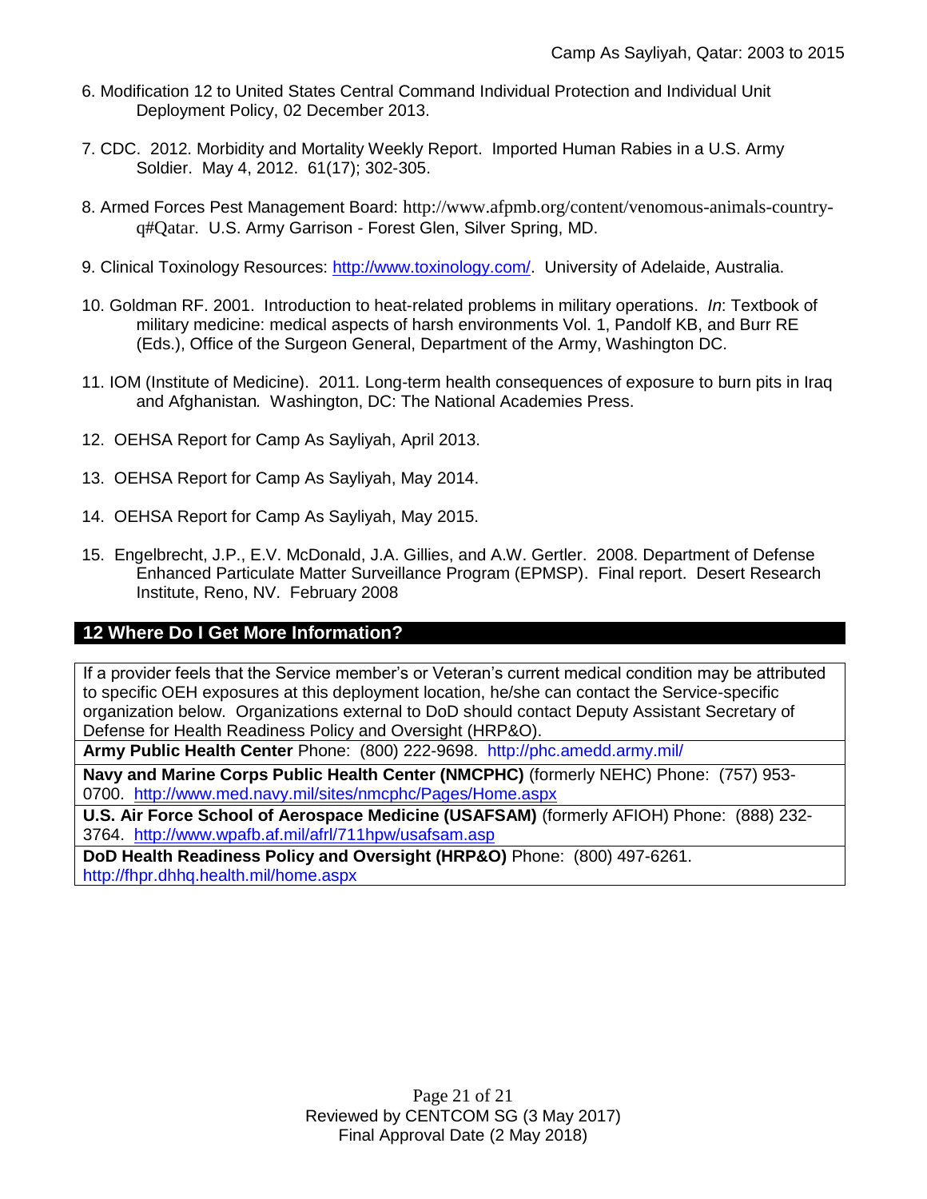6. Modification 12 to United States Central Command Individual Protection and Individual Unit Deployment Policy, 02 December 2013.

7. CDC. 2012. Morbidity and Mortality Weekly Report. Imported Human Rabies in a U.S. Army Soldier. May 4, 2012. 61(17); 302-305.

8. Armed Forces Pest Management Board: http://www.afpmb.org/content/venomous-animals-country-q#Qatar. U.S. Army Garrison - Forest Glen, Silver Spring, MD.

9. Clinical Toxinology Resources: http://www.toxinology.com/. University of Adelaide, Australia.

10. Goldman RF. 2001. Introduction to heat-related problems in military operations. *In*: Textbook of military medicine: medical aspects of harsh environments Vol. 1, Pandolf KB, and Burr RE (Eds.), Office of the Surgeon General, Department of the Army, Washington DC.

11. IOM (Institute of Medicine). 2011*.* Long-term health consequences of exposure to burn pits in Iraq and Afghanistan*.* Washington, DC: The National Academies Press.

12. OEHSA Report for Camp As Sayliyah, April 2013.

13. OEHSA Report for Camp As Sayliyah, May 2014.

14. OEHSA Report for Camp As Sayliyah, May 2015.

15. Engelbrecht, J.P., E.V. McDonald, J.A. Gillies, and A.W. Gertler. 2008. Department of Defense Enhanced Particulate Matter Surveillance Program (EPMSP). Final report. Desert Research Institute, Reno, NV. February 2008

## 12 Where Do I Get More Information?

| |
|---|
| If a provider feels that the Service member's or Veteran's current medical condition may be attributed to specific OEH exposures at this deployment location, he/she can contact the Service-specific organization below. Organizations external to DoD should contact Deputy Assistant Secretary of Defense for Health Readiness Policy and Oversight (HRP&O). |
| **Army Public Health Center** Phone: (800) 222-9698. http://phc.amedd.army.mil/ |
| **Navy and Marine Corps Public Health Center (NMCPHC)** (formerly NEHC) Phone: (757) 953-0700. http://www.med.navy.mil/sites/nmcphc/Pages/Home.aspx |
| **U.S. Air Force School of Aerospace Medicine (USAFSAM)** (formerly AFIOH) Phone: (888) 232-3764. http://www.wpafb.af.mil/afrl/711hpw/usafsam.asp |
| **DoD Health Readiness Policy and Oversight (HRP&O)** Phone: (800) 497-6261. http://fhpr.dhhq.health.mil/home.aspx |

Reviewed by CENTCOM SG (3 May 2017)
Final Approval Date (2 May 2018)